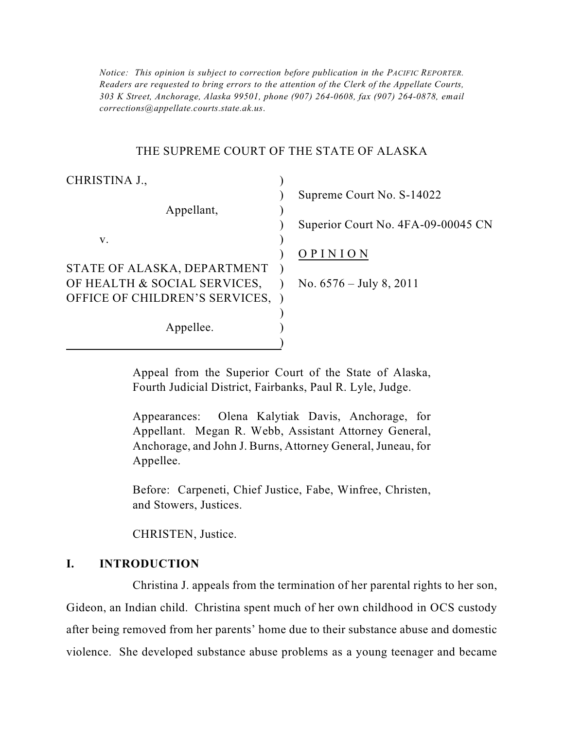*Notice: This opinion is subject to correction before publication in the PACIFIC REPORTER. Readers are requested to bring errors to the attention of the Clerk of the Appellate Courts, 303 K Street, Anchorage, Alaska 99501, phone (907) 264-0608, fax (907) 264-0878, email corrections@appellate.courts.state.ak.us.*

THE SUPREME COURT OF THE STATE OF ALASKA

CHRISTINA J.,

Appellant,

v.

STATE OF ALASKA, DEPARTMENT OF HEALTH & SOCIAL SERVICES, OFFICE OF CHILDREN'S SERVICES,

Appellee.

Supreme Court No. S-14022

Superior Court No. 4FA-09-00045 CN

O P I N I O N

No. 6576 – July 8, 2011

Appeal from the Superior Court of the State of Alaska, Fourth Judicial District, Fairbanks, Paul R. Lyle, Judge.

Appearances: Olena Kalytiak Davis, Anchorage, for Appellant. Megan R. Webb, Assistant Attorney General, Anchorage, and John J. Burns, Attorney General, Juneau, for Appellee.

Before: Carpeneti, Chief Justice, Fabe, Winfree, Christen, and Stowers, Justices.

CHRISTEN, Justice.

## I. INTRODUCTION

Christina J. appeals from the termination of her parental rights to her son, Gideon, an Indian child. Christina spent much of her own childhood in OCS custody after being removed from her parents' home due to their substance abuse and domestic violence. She developed substance abuse problems as a young teenager and became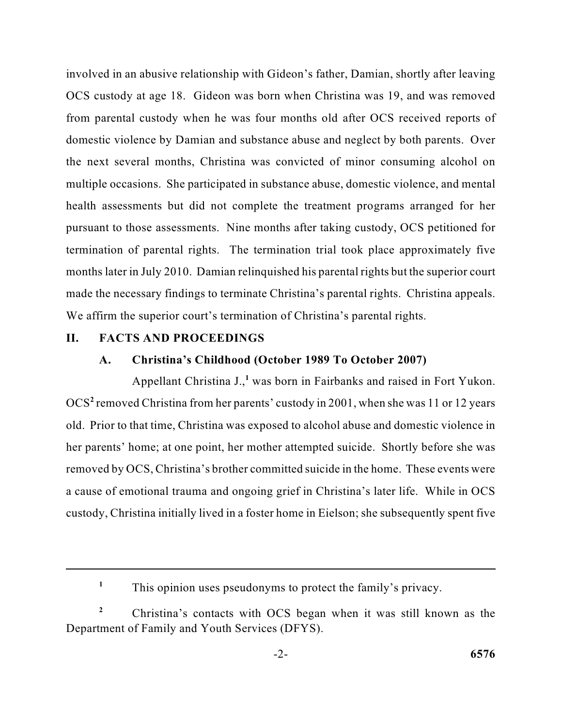involved in an abusive relationship with Gideon's father, Damian, shortly after leaving OCS custody at age 18. Gideon was born when Christina was 19, and was removed from parental custody when he was four months old after OCS received reports of domestic violence by Damian and substance abuse and neglect by both parents. Over the next several months, Christina was convicted of minor consuming alcohol on multiple occasions. She participated in substance abuse, domestic violence, and mental health assessments but did not complete the treatment programs arranged for her pursuant to those assessments. Nine months after taking custody, OCS petitioned for termination of parental rights. The termination trial took place approximately five months later in July 2010. Damian relinquished his parental rights but the superior court made the necessary findings to terminate Christina's parental rights. Christina appeals. We affirm the superior court's termination of Christina's parental rights.

## II. FACTS AND PROCEEDINGS

### A. Christina's Childhood (October 1989 To October 2007)

Appellant Christina J.,[1] was born in Fairbanks and raised in Fort Yukon. OCS[2] removed Christina from her parents' custody in 2001, when she was 11 or 12 years old. Prior to that time, Christina was exposed to alcohol abuse and domestic violence in her parents' home; at one point, her mother attempted suicide. Shortly before she was removed by OCS, Christina's brother committed suicide in the home. These events were a cause of emotional trauma and ongoing grief in Christina's later life. While in OCS custody, Christina initially lived in a foster home in Eielson; she subsequently spent five

---

[1] This opinion uses pseudonyms to protect the family's privacy.

[2] Christina's contacts with OCS began when it was still known as the Department of Family and Youth Services (DFYS).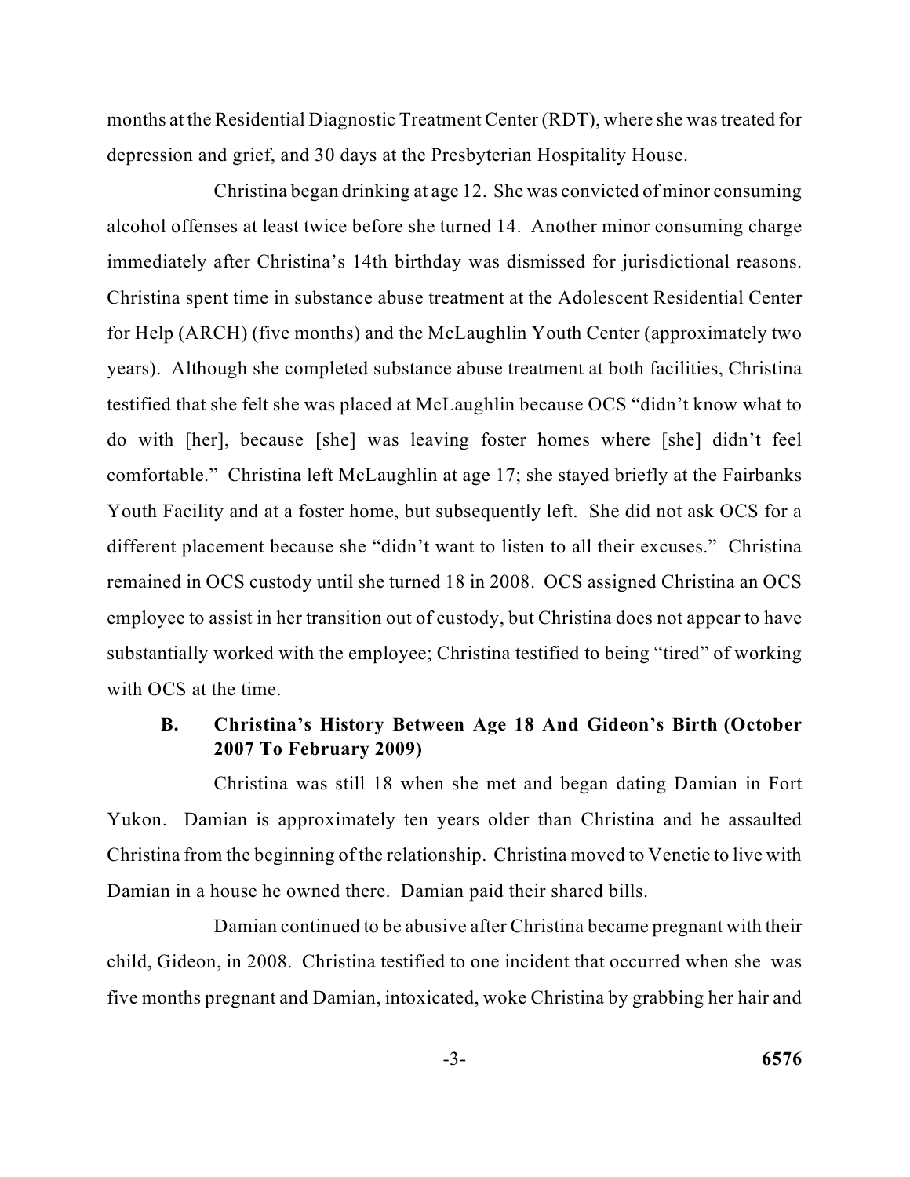months at the Residential Diagnostic Treatment Center (RDT), where she was treated for depression and grief, and 30 days at the Presbyterian Hospitality House.

Christina began drinking at age 12. She was convicted of minor consuming alcohol offenses at least twice before she turned 14. Another minor consuming charge immediately after Christina's 14th birthday was dismissed for jurisdictional reasons. Christina spent time in substance abuse treatment at the Adolescent Residential Center for Help (ARCH) (five months) and the McLaughlin Youth Center (approximately two years). Although she completed substance abuse treatment at both facilities, Christina testified that she felt she was placed at McLaughlin because OCS "didn't know what to do with [her], because [she] was leaving foster homes where [she] didn't feel comfortable." Christina left McLaughlin at age 17; she stayed briefly at the Fairbanks Youth Facility and at a foster home, but subsequently left. She did not ask OCS for a different placement because she "didn't want to listen to all their excuses." Christina remained in OCS custody until she turned 18 in 2008. OCS assigned Christina an OCS employee to assist in her transition out of custody, but Christina does not appear to have substantially worked with the employee; Christina testified to being "tired" of working with OCS at the time.

### B. Christina's History Between Age 18 And Gideon's Birth (October 2007 To February 2009)

Christina was still 18 when she met and began dating Damian in Fort Yukon. Damian is approximately ten years older than Christina and he assaulted Christina from the beginning of the relationship. Christina moved to Venetie to live with Damian in a house he owned there. Damian paid their shared bills.

Damian continued to be abusive after Christina became pregnant with their child, Gideon, in 2008. Christina testified to one incident that occurred when she was five months pregnant and Damian, intoxicated, woke Christina by grabbing her hair and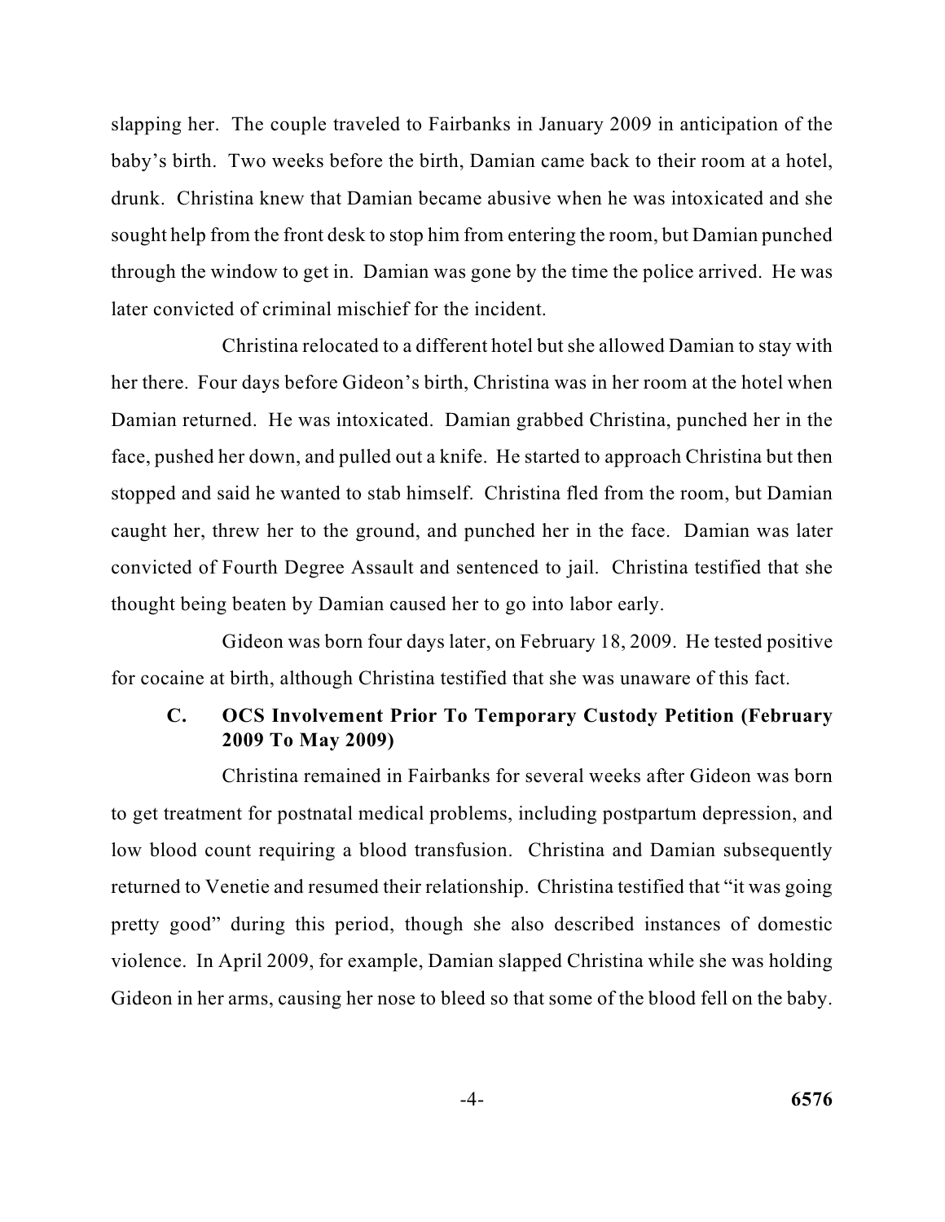slapping her. The couple traveled to Fairbanks in January 2009 in anticipation of the baby's birth. Two weeks before the birth, Damian came back to their room at a hotel, drunk. Christina knew that Damian became abusive when he was intoxicated and she sought help from the front desk to stop him from entering the room, but Damian punched through the window to get in. Damian was gone by the time the police arrived. He was later convicted of criminal mischief for the incident.

Christina relocated to a different hotel but she allowed Damian to stay with her there. Four days before Gideon's birth, Christina was in her room at the hotel when Damian returned. He was intoxicated. Damian grabbed Christina, punched her in the face, pushed her down, and pulled out a knife. He started to approach Christina but then stopped and said he wanted to stab himself. Christina fled from the room, but Damian caught her, threw her to the ground, and punched her in the face. Damian was later convicted of Fourth Degree Assault and sentenced to jail. Christina testified that she thought being beaten by Damian caused her to go into labor early.

Gideon was born four days later, on February 18, 2009. He tested positive for cocaine at birth, although Christina testified that she was unaware of this fact.

### C. OCS Involvement Prior To Temporary Custody Petition (February 2009 To May 2009)

Christina remained in Fairbanks for several weeks after Gideon was born to get treatment for postnatal medical problems, including postpartum depression, and low blood count requiring a blood transfusion. Christina and Damian subsequently returned to Venetie and resumed their relationship. Christina testified that "it was going pretty good" during this period, though she also described instances of domestic violence. In April 2009, for example, Damian slapped Christina while she was holding Gideon in her arms, causing her nose to bleed so that some of the blood fell on the baby.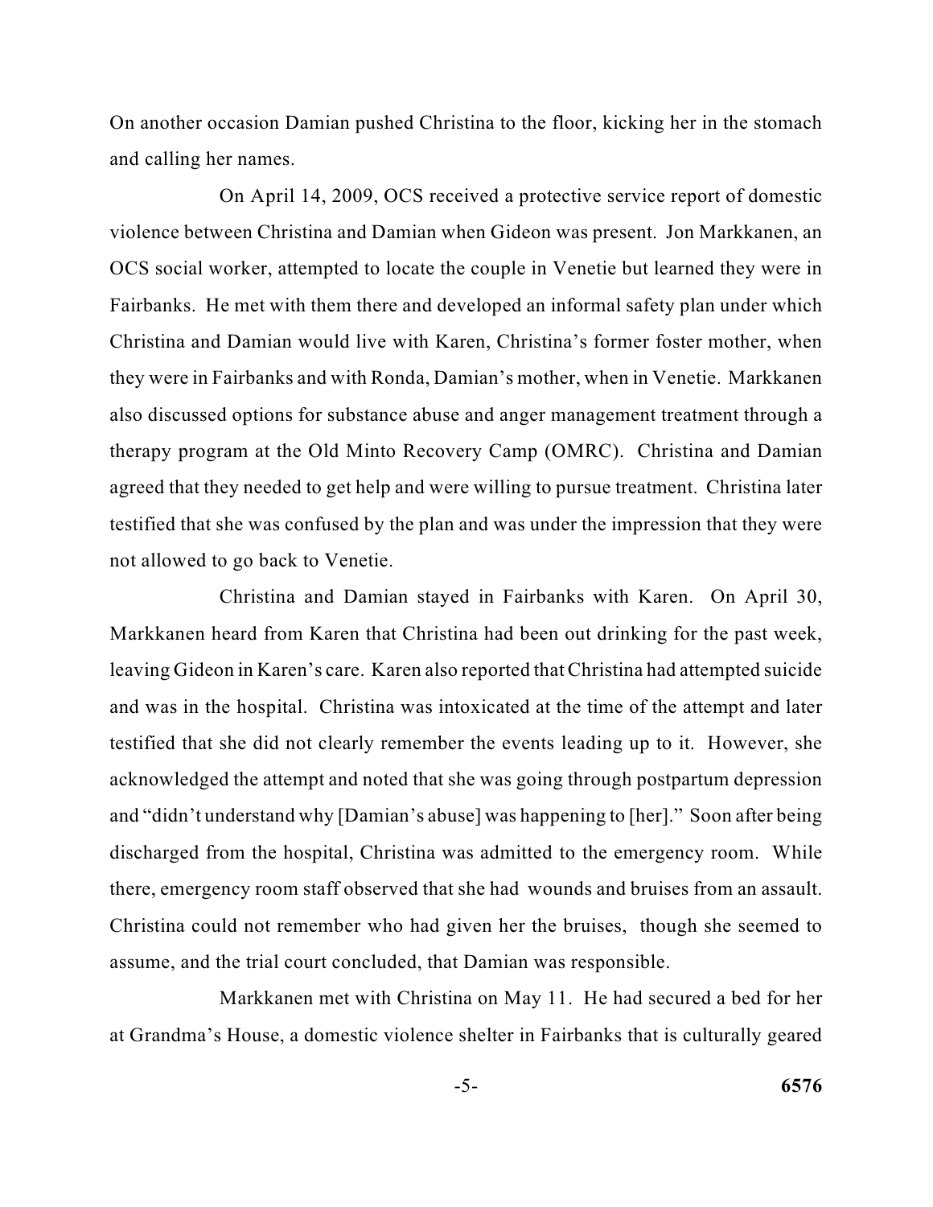On another occasion Damian pushed Christina to the floor, kicking her in the stomach and calling her names.

On April 14, 2009, OCS received a protective service report of domestic violence between Christina and Damian when Gideon was present. Jon Markkanen, an OCS social worker, attempted to locate the couple in Venetie but learned they were in Fairbanks. He met with them there and developed an informal safety plan under which Christina and Damian would live with Karen, Christina's former foster mother, when they were in Fairbanks and with Ronda, Damian's mother, when in Venetie. Markkanen also discussed options for substance abuse and anger management treatment through a therapy program at the Old Minto Recovery Camp (OMRC). Christina and Damian agreed that they needed to get help and were willing to pursue treatment. Christina later testified that she was confused by the plan and was under the impression that they were not allowed to go back to Venetie.

Christina and Damian stayed in Fairbanks with Karen. On April 30, Markkanen heard from Karen that Christina had been out drinking for the past week, leaving Gideon in Karen's care. Karen also reported that Christina had attempted suicide and was in the hospital. Christina was intoxicated at the time of the attempt and later testified that she did not clearly remember the events leading up to it. However, she acknowledged the attempt and noted that she was going through postpartum depression and "didn't understand why [Damian's abuse] was happening to [her]." Soon after being discharged from the hospital, Christina was admitted to the emergency room. While there, emergency room staff observed that she had wounds and bruises from an assault. Christina could not remember who had given her the bruises, though she seemed to assume, and the trial court concluded, that Damian was responsible.

Markkanen met with Christina on May 11. He had secured a bed for her at Grandma's House, a domestic violence shelter in Fairbanks that is culturally geared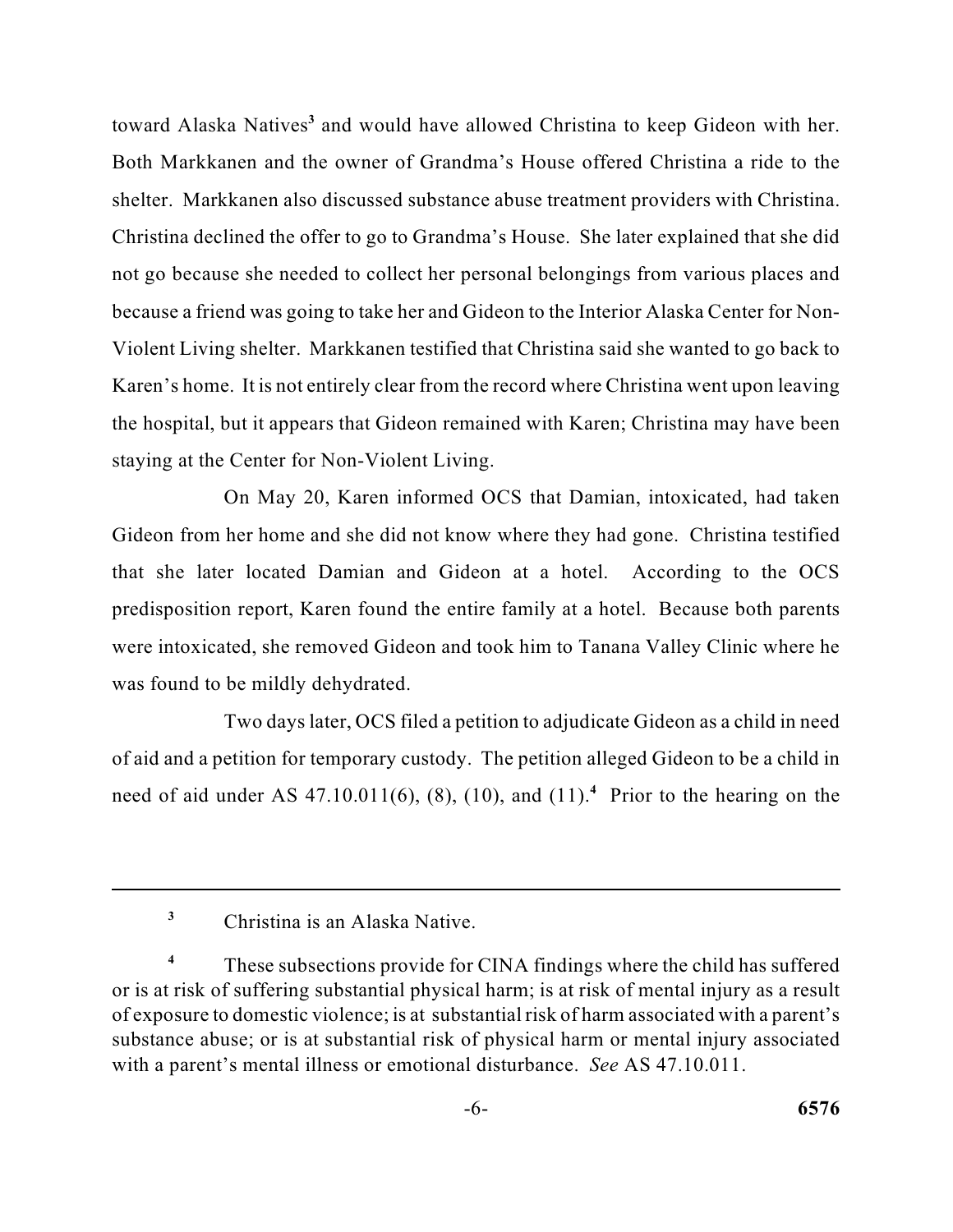toward Alaska Natives[3] and would have allowed Christina to keep Gideon with her. Both Markkanen and the owner of Grandma's House offered Christina a ride to the shelter. Markkanen also discussed substance abuse treatment providers with Christina. Christina declined the offer to go to Grandma's House. She later explained that she did not go because she needed to collect her personal belongings from various places and because a friend was going to take her and Gideon to the Interior Alaska Center for Non-Violent Living shelter. Markkanen testified that Christina said she wanted to go back to Karen's home. It is not entirely clear from the record where Christina went upon leaving the hospital, but it appears that Gideon remained with Karen; Christina may have been staying at the Center for Non-Violent Living.

On May 20, Karen informed OCS that Damian, intoxicated, had taken Gideon from her home and she did not know where they had gone. Christina testified that she later located Damian and Gideon at a hotel. According to the OCS predisposition report, Karen found the entire family at a hotel. Because both parents were intoxicated, she removed Gideon and took him to Tanana Valley Clinic where he was found to be mildly dehydrated.

Two days later, OCS filed a petition to adjudicate Gideon as a child in need of aid and a petition for temporary custody. The petition alleged Gideon to be a child in need of aid under AS 47.10.011(6), (8), (10), and (11).[4] Prior to the hearing on the

---

[3] Christina is an Alaska Native.

[4] These subsections provide for CINA findings where the child has suffered or is at risk of suffering substantial physical harm; is at risk of mental injury as a result of exposure to domestic violence; is at substantial risk of harm associated with a parent's substance abuse; or is at substantial risk of physical harm or mental injury associated with a parent's mental illness or emotional disturbance. *See* AS 47.10.011.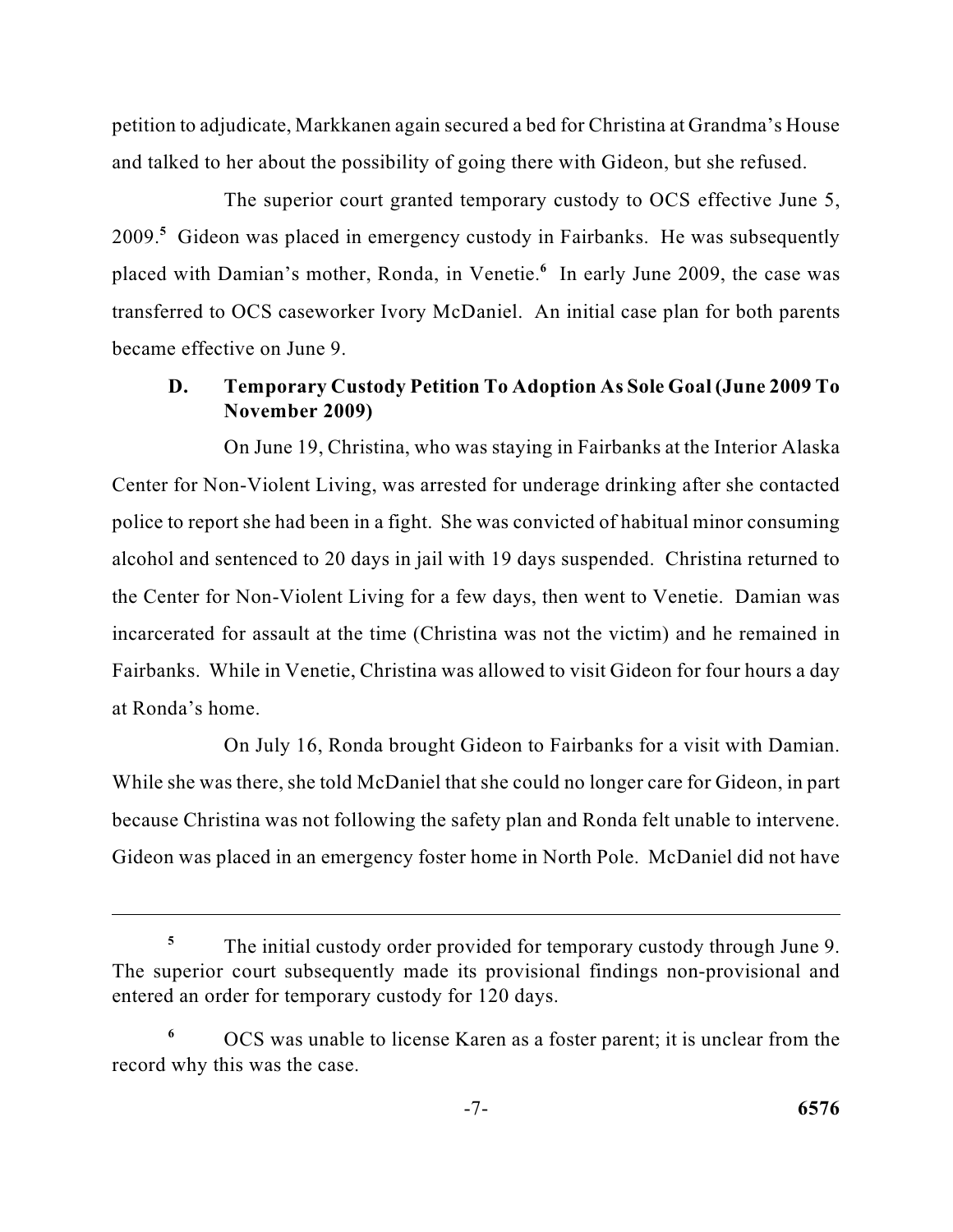petition to adjudicate, Markkanen again secured a bed for Christina at Grandma's House and talked to her about the possibility of going there with Gideon, but she refused.

The superior court granted temporary custody to OCS effective June 5, 2009.[5] Gideon was placed in emergency custody in Fairbanks. He was subsequently placed with Damian's mother, Ronda, in Venetie.[6] In early June 2009, the case was transferred to OCS caseworker Ivory McDaniel. An initial case plan for both parents became effective on June 9.

### D. Temporary Custody Petition To Adoption As Sole Goal (June 2009 To November 2009)

On June 19, Christina, who was staying in Fairbanks at the Interior Alaska Center for Non-Violent Living, was arrested for underage drinking after she contacted police to report she had been in a fight. She was convicted of habitual minor consuming alcohol and sentenced to 20 days in jail with 19 days suspended. Christina returned to the Center for Non-Violent Living for a few days, then went to Venetie. Damian was incarcerated for assault at the time (Christina was not the victim) and he remained in Fairbanks. While in Venetie, Christina was allowed to visit Gideon for four hours a day at Ronda's home.

On July 16, Ronda brought Gideon to Fairbanks for a visit with Damian. While she was there, she told McDaniel that she could no longer care for Gideon, in part because Christina was not following the safety plan and Ronda felt unable to intervene. Gideon was placed in an emergency foster home in North Pole. McDaniel did not have

---

[5] The initial custody order provided for temporary custody through June 9. The superior court subsequently made its provisional findings non-provisional and entered an order for temporary custody for 120 days.

[6] OCS was unable to license Karen as a foster parent; it is unclear from the record why this was the case.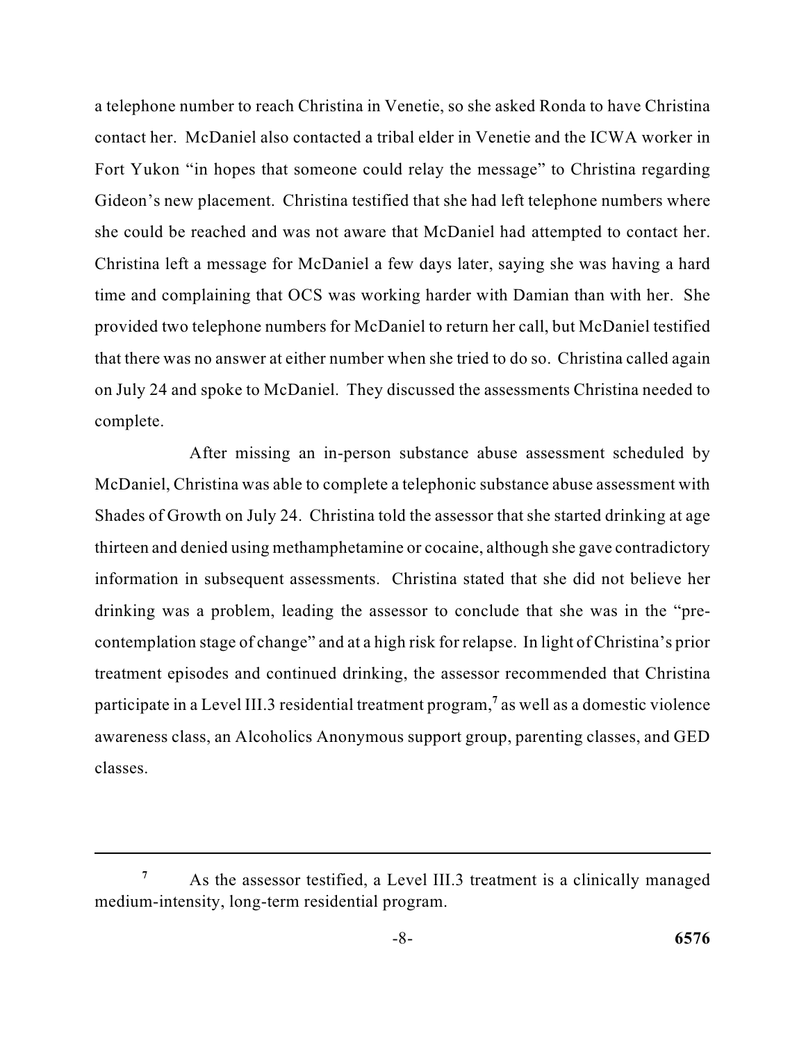a telephone number to reach Christina in Venetie, so she asked Ronda to have Christina contact her. McDaniel also contacted a tribal elder in Venetie and the ICWA worker in Fort Yukon "in hopes that someone could relay the message" to Christina regarding Gideon's new placement. Christina testified that she had left telephone numbers where she could be reached and was not aware that McDaniel had attempted to contact her. Christina left a message for McDaniel a few days later, saying she was having a hard time and complaining that OCS was working harder with Damian than with her. She provided two telephone numbers for McDaniel to return her call, but McDaniel testified that there was no answer at either number when she tried to do so. Christina called again on July 24 and spoke to McDaniel. They discussed the assessments Christina needed to complete.

After missing an in-person substance abuse assessment scheduled by McDaniel, Christina was able to complete a telephonic substance abuse assessment with Shades of Growth on July 24. Christina told the assessor that she started drinking at age thirteen and denied using methamphetamine or cocaine, although she gave contradictory information in subsequent assessments. Christina stated that she did not believe her drinking was a problem, leading the assessor to conclude that she was in the "pre-contemplation stage of change" and at a high risk for relapse. In light of Christina's prior treatment episodes and continued drinking, the assessor recommended that Christina participate in a Level III.3 residential treatment program,[7] as well as a domestic violence awareness class, an Alcoholics Anonymous support group, parenting classes, and GED classes.

---

[7] As the assessor testified, a Level III.3 treatment is a clinically managed medium-intensity, long-term residential program.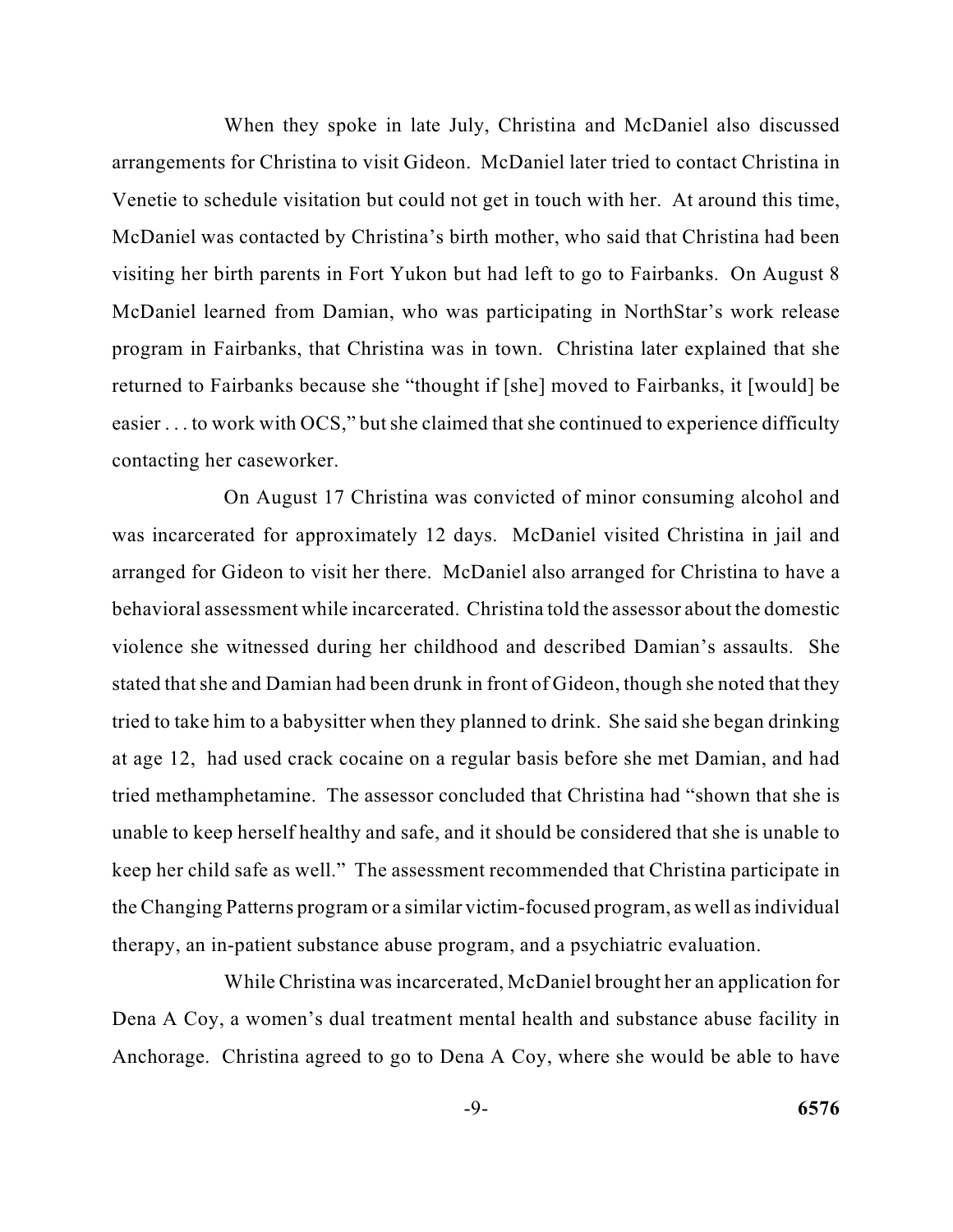When they spoke in late July, Christina and McDaniel also discussed arrangements for Christina to visit Gideon. McDaniel later tried to contact Christina in Venetie to schedule visitation but could not get in touch with her. At around this time, McDaniel was contacted by Christina's birth mother, who said that Christina had been visiting her birth parents in Fort Yukon but had left to go to Fairbanks. On August 8 McDaniel learned from Damian, who was participating in NorthStar's work release program in Fairbanks, that Christina was in town. Christina later explained that she returned to Fairbanks because she "thought if [she] moved to Fairbanks, it [would] be easier . . . to work with OCS," but she claimed that she continued to experience difficulty contacting her caseworker.

On August 17 Christina was convicted of minor consuming alcohol and was incarcerated for approximately 12 days. McDaniel visited Christina in jail and arranged for Gideon to visit her there. McDaniel also arranged for Christina to have a behavioral assessment while incarcerated. Christina told the assessor about the domestic violence she witnessed during her childhood and described Damian's assaults. She stated that she and Damian had been drunk in front of Gideon, though she noted that they tried to take him to a babysitter when they planned to drink. She said she began drinking at age 12, had used crack cocaine on a regular basis before she met Damian, and had tried methamphetamine. The assessor concluded that Christina had "shown that she is unable to keep herself healthy and safe, and it should be considered that she is unable to keep her child safe as well." The assessment recommended that Christina participate in the Changing Patterns program or a similar victim-focused program, as well as individual therapy, an in-patient substance abuse program, and a psychiatric evaluation.

While Christina was incarcerated, McDaniel brought her an application for Dena A Coy, a women's dual treatment mental health and substance abuse facility in Anchorage. Christina agreed to go to Dena A Coy, where she would be able to have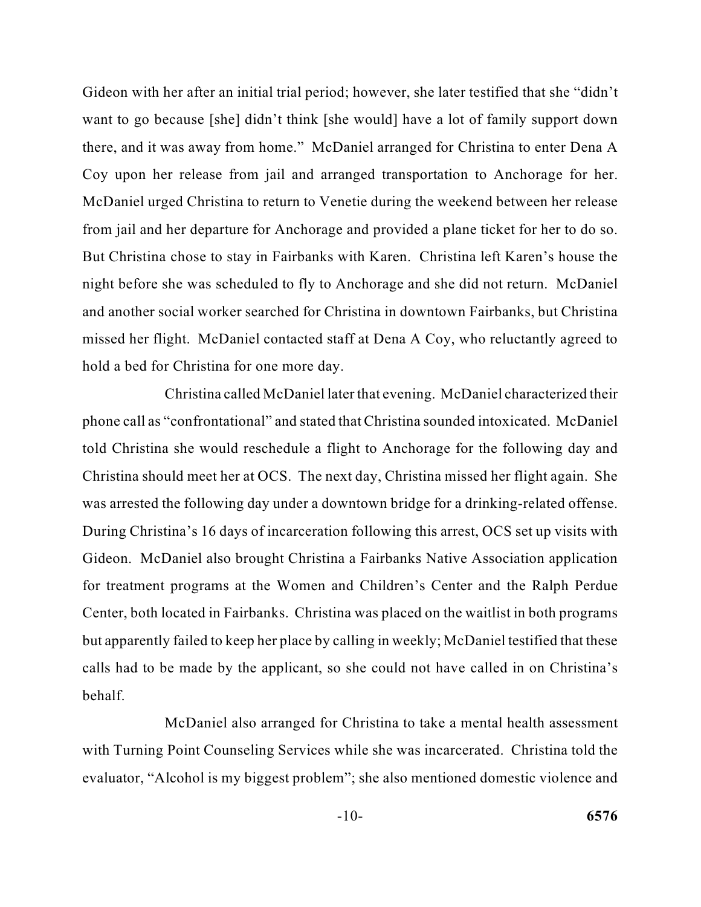Gideon with her after an initial trial period; however, she later testified that she "didn't want to go because [she] didn't think [she would] have a lot of family support down there, and it was away from home." McDaniel arranged for Christina to enter Dena A Coy upon her release from jail and arranged transportation to Anchorage for her. McDaniel urged Christina to return to Venetie during the weekend between her release from jail and her departure for Anchorage and provided a plane ticket for her to do so. But Christina chose to stay in Fairbanks with Karen. Christina left Karen's house the night before she was scheduled to fly to Anchorage and she did not return. McDaniel and another social worker searched for Christina in downtown Fairbanks, but Christina missed her flight. McDaniel contacted staff at Dena A Coy, who reluctantly agreed to hold a bed for Christina for one more day.

Christina called McDaniel later that evening. McDaniel characterized their phone call as "confrontational" and stated that Christina sounded intoxicated. McDaniel told Christina she would reschedule a flight to Anchorage for the following day and Christina should meet her at OCS. The next day, Christina missed her flight again. She was arrested the following day under a downtown bridge for a drinking-related offense. During Christina's 16 days of incarceration following this arrest, OCS set up visits with Gideon. McDaniel also brought Christina a Fairbanks Native Association application for treatment programs at the Women and Children's Center and the Ralph Perdue Center, both located in Fairbanks. Christina was placed on the waitlist in both programs but apparently failed to keep her place by calling in weekly; McDaniel testified that these calls had to be made by the applicant, so she could not have called in on Christina's behalf.

McDaniel also arranged for Christina to take a mental health assessment with Turning Point Counseling Services while she was incarcerated. Christina told the evaluator, "Alcohol is my biggest problem"; she also mentioned domestic violence and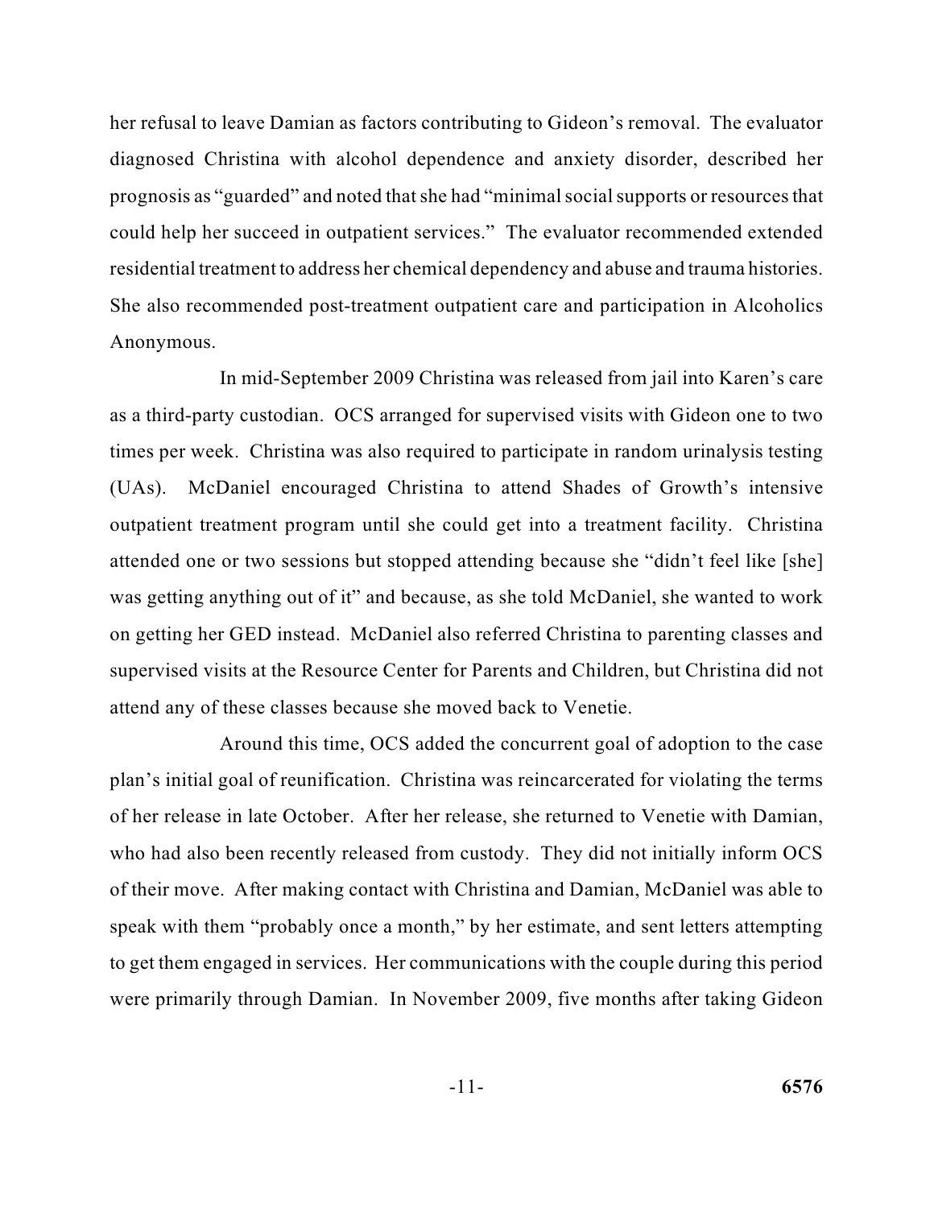her refusal to leave Damian as factors contributing to Gideon's removal. The evaluator diagnosed Christina with alcohol dependence and anxiety disorder, described her prognosis as "guarded" and noted that she had "minimal social supports or resources that could help her succeed in outpatient services." The evaluator recommended extended residential treatment to address her chemical dependency and abuse and trauma histories. She also recommended post-treatment outpatient care and participation in Alcoholics Anonymous.

In mid-September 2009 Christina was released from jail into Karen's care as a third-party custodian. OCS arranged for supervised visits with Gideon one to two times per week. Christina was also required to participate in random urinalysis testing (UAs). McDaniel encouraged Christina to attend Shades of Growth's intensive outpatient treatment program until she could get into a treatment facility. Christina attended one or two sessions but stopped attending because she "didn't feel like [she] was getting anything out of it" and because, as she told McDaniel, she wanted to work on getting her GED instead. McDaniel also referred Christina to parenting classes and supervised visits at the Resource Center for Parents and Children, but Christina did not attend any of these classes because she moved back to Venetie.

Around this time, OCS added the concurrent goal of adoption to the case plan's initial goal of reunification. Christina was reincarcerated for violating the terms of her release in late October. After her release, she returned to Venetie with Damian, who had also been recently released from custody. They did not initially inform OCS of their move. After making contact with Christina and Damian, McDaniel was able to speak with them "probably once a month," by her estimate, and sent letters attempting to get them engaged in services. Her communications with the couple during this period were primarily through Damian. In November 2009, five months after taking Gideon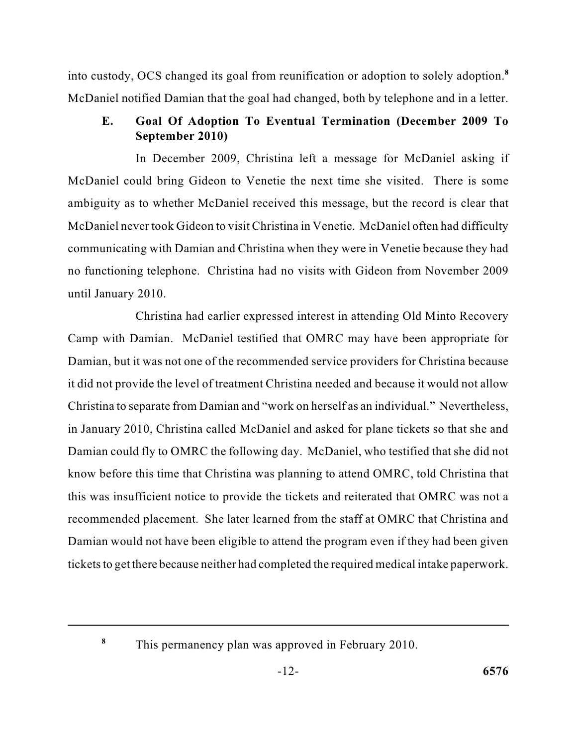into custody, OCS changed its goal from reunification or adoption to solely adoption.[8] McDaniel notified Damian that the goal had changed, both by telephone and in a letter.

### E. Goal Of Adoption To Eventual Termination (December 2009 To September 2010)

In December 2009, Christina left a message for McDaniel asking if McDaniel could bring Gideon to Venetie the next time she visited. There is some ambiguity as to whether McDaniel received this message, but the record is clear that McDaniel never took Gideon to visit Christina in Venetie. McDaniel often had difficulty communicating with Damian and Christina when they were in Venetie because they had no functioning telephone. Christina had no visits with Gideon from November 2009 until January 2010.

Christina had earlier expressed interest in attending Old Minto Recovery Camp with Damian. McDaniel testified that OMRC may have been appropriate for Damian, but it was not one of the recommended service providers for Christina because it did not provide the level of treatment Christina needed and because it would not allow Christina to separate from Damian and "work on herself as an individual." Nevertheless, in January 2010, Christina called McDaniel and asked for plane tickets so that she and Damian could fly to OMRC the following day. McDaniel, who testified that she did not know before this time that Christina was planning to attend OMRC, told Christina that this was insufficient notice to provide the tickets and reiterated that OMRC was not a recommended placement. She later learned from the staff at OMRC that Christina and Damian would not have been eligible to attend the program even if they had been given tickets to get there because neither had completed the required medical intake paperwork.

---

[8] This permanency plan was approved in February 2010.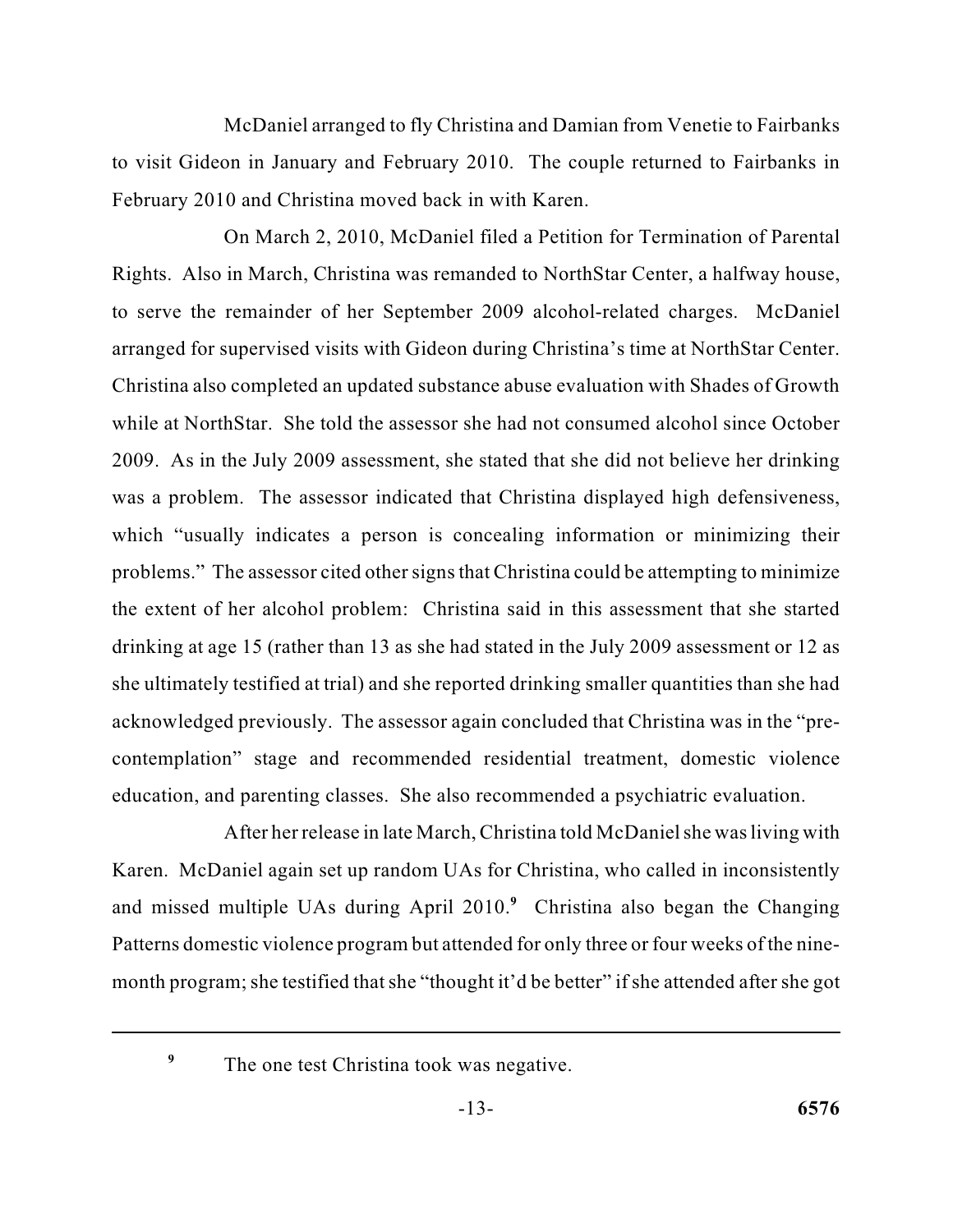McDaniel arranged to fly Christina and Damian from Venetie to Fairbanks to visit Gideon in January and February 2010. The couple returned to Fairbanks in February 2010 and Christina moved back in with Karen.

On March 2, 2010, McDaniel filed a Petition for Termination of Parental Rights. Also in March, Christina was remanded to NorthStar Center, a halfway house, to serve the remainder of her September 2009 alcohol-related charges. McDaniel arranged for supervised visits with Gideon during Christina's time at NorthStar Center. Christina also completed an updated substance abuse evaluation with Shades of Growth while at NorthStar. She told the assessor she had not consumed alcohol since October 2009. As in the July 2009 assessment, she stated that she did not believe her drinking was a problem. The assessor indicated that Christina displayed high defensiveness, which "usually indicates a person is concealing information or minimizing their problems." The assessor cited other signs that Christina could be attempting to minimize the extent of her alcohol problem: Christina said in this assessment that she started drinking at age 15 (rather than 13 as she had stated in the July 2009 assessment or 12 as she ultimately testified at trial) and she reported drinking smaller quantities than she had acknowledged previously. The assessor again concluded that Christina was in the "pre-contemplation" stage and recommended residential treatment, domestic violence education, and parenting classes. She also recommended a psychiatric evaluation.

After her release in late March, Christina told McDaniel she was living with Karen. McDaniel again set up random UAs for Christina, who called in inconsistently and missed multiple UAs during April 2010.[9] Christina also began the Changing Patterns domestic violence program but attended for only three or four weeks of the nine-month program; she testified that she "thought it'd be better" if she attended after she got

---

[9] The one test Christina took was negative.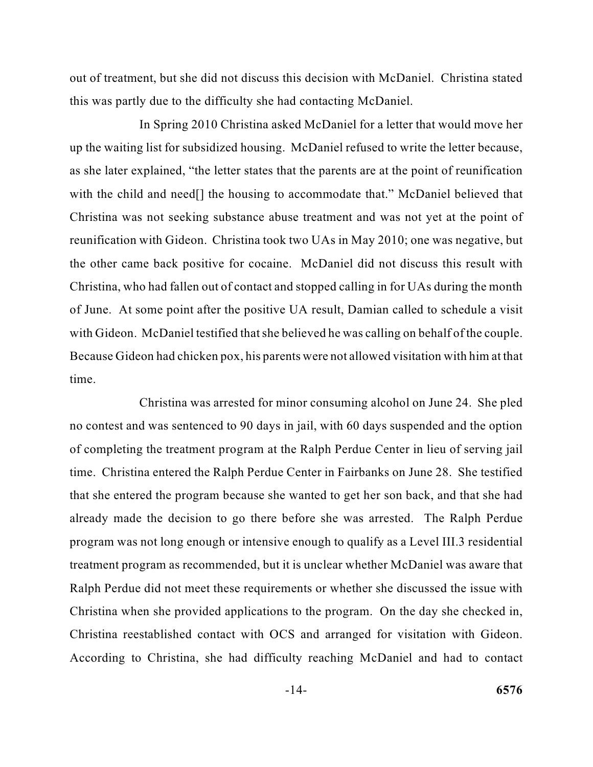out of treatment, but she did not discuss this decision with McDaniel. Christina stated this was partly due to the difficulty she had contacting McDaniel.

In Spring 2010 Christina asked McDaniel for a letter that would move her up the waiting list for subsidized housing. McDaniel refused to write the letter because, as she later explained, "the letter states that the parents are at the point of reunification with the child and need[] the housing to accommodate that." McDaniel believed that Christina was not seeking substance abuse treatment and was not yet at the point of reunification with Gideon. Christina took two UAs in May 2010; one was negative, but the other came back positive for cocaine. McDaniel did not discuss this result with Christina, who had fallen out of contact and stopped calling in for UAs during the month of June. At some point after the positive UA result, Damian called to schedule a visit with Gideon. McDaniel testified that she believed he was calling on behalf of the couple. Because Gideon had chicken pox, his parents were not allowed visitation with him at that time.

Christina was arrested for minor consuming alcohol on June 24. She pled no contest and was sentenced to 90 days in jail, with 60 days suspended and the option of completing the treatment program at the Ralph Perdue Center in lieu of serving jail time. Christina entered the Ralph Perdue Center in Fairbanks on June 28. She testified that she entered the program because she wanted to get her son back, and that she had already made the decision to go there before she was arrested. The Ralph Perdue program was not long enough or intensive enough to qualify as a Level III.3 residential treatment program as recommended, but it is unclear whether McDaniel was aware that Ralph Perdue did not meet these requirements or whether she discussed the issue with Christina when she provided applications to the program. On the day she checked in, Christina reestablished contact with OCS and arranged for visitation with Gideon. According to Christina, she had difficulty reaching McDaniel and had to contact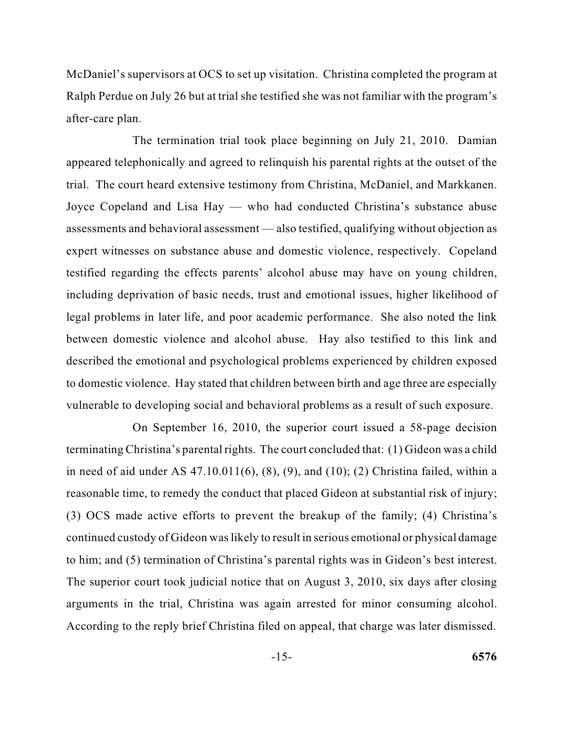McDaniel's supervisors at OCS to set up visitation. Christina completed the program at Ralph Perdue on July 26 but at trial she testified she was not familiar with the program's after-care plan.

The termination trial took place beginning on July 21, 2010. Damian appeared telephonically and agreed to relinquish his parental rights at the outset of the trial. The court heard extensive testimony from Christina, McDaniel, and Markkanen. Joyce Copeland and Lisa Hay — who had conducted Christina's substance abuse assessments and behavioral assessment — also testified, qualifying without objection as expert witnesses on substance abuse and domestic violence, respectively. Copeland testified regarding the effects parents' alcohol abuse may have on young children, including deprivation of basic needs, trust and emotional issues, higher likelihood of legal problems in later life, and poor academic performance. She also noted the link between domestic violence and alcohol abuse. Hay also testified to this link and described the emotional and psychological problems experienced by children exposed to domestic violence. Hay stated that children between birth and age three are especially vulnerable to developing social and behavioral problems as a result of such exposure.

On September 16, 2010, the superior court issued a 58-page decision terminating Christina's parental rights. The court concluded that: (1) Gideon was a child in need of aid under AS 47.10.011(6), (8), (9), and (10); (2) Christina failed, within a reasonable time, to remedy the conduct that placed Gideon at substantial risk of injury; (3) OCS made active efforts to prevent the breakup of the family; (4) Christina's continued custody of Gideon was likely to result in serious emotional or physical damage to him; and (5) termination of Christina's parental rights was in Gideon's best interest. The superior court took judicial notice that on August 3, 2010, six days after closing arguments in the trial, Christina was again arrested for minor consuming alcohol. According to the reply brief Christina filed on appeal, that charge was later dismissed.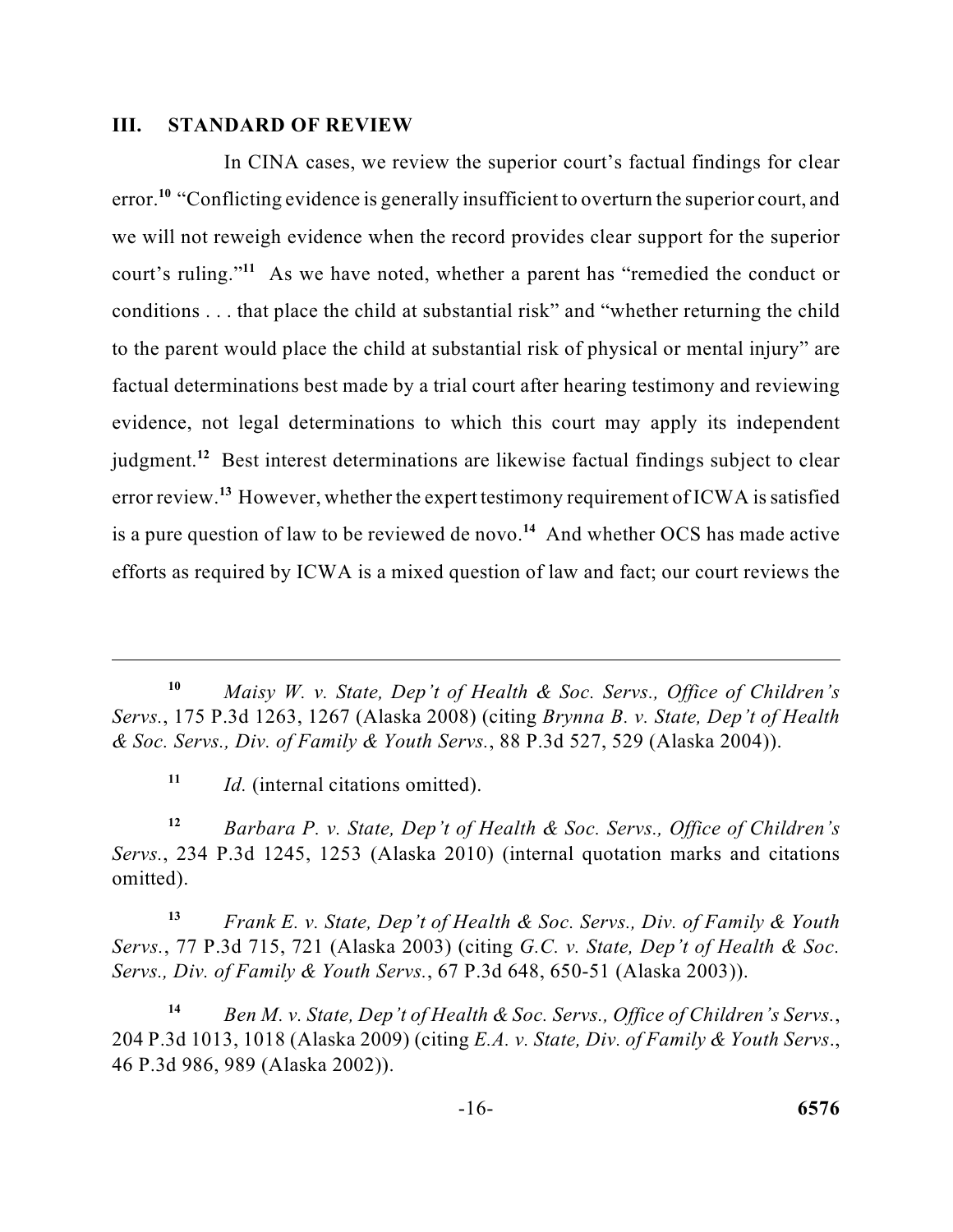## III. STANDARD OF REVIEW

In CINA cases, we review the superior court's factual findings for clear error.[10] "Conflicting evidence is generally insufficient to overturn the superior court, and we will not reweigh evidence when the record provides clear support for the superior court's ruling."[11] As we have noted, whether a parent has "remedied the conduct or conditions . . . that place the child at substantial risk" and "whether returning the child to the parent would place the child at substantial risk of physical or mental injury" are factual determinations best made by a trial court after hearing testimony and reviewing evidence, not legal determinations to which this court may apply its independent judgment.[12] Best interest determinations are likewise factual findings subject to clear error review.[13] However, whether the expert testimony requirement of ICWA is satisfied is a pure question of law to be reviewed de novo.[14] And whether OCS has made active efforts as required by ICWA is a mixed question of law and fact; our court reviews the

---

[10] *Maisy W. v. State, Dep't of Health & Soc. Servs., Office of Children's Servs.*, 175 P.3d 1263, 1267 (Alaska 2008) (citing *Brynna B. v. State, Dep't of Health & Soc. Servs., Div. of Family & Youth Servs.*, 88 P.3d 527, 529 (Alaska 2004)).

[11] *Id.* (internal citations omitted).

[12] *Barbara P. v. State, Dep't of Health & Soc. Servs., Office of Children's Servs.*, 234 P.3d 1245, 1253 (Alaska 2010) (internal quotation marks and citations omitted).

[13] *Frank E. v. State, Dep't of Health & Soc. Servs., Div. of Family & Youth Servs.*, 77 P.3d 715, 721 (Alaska 2003) (citing *G.C. v. State, Dep't of Health & Soc. Servs., Div. of Family & Youth Servs.*, 67 P.3d 648, 650-51 (Alaska 2003)).

[14] *Ben M. v. State, Dep't of Health & Soc. Servs., Office of Children's Servs.*, 204 P.3d 1013, 1018 (Alaska 2009) (citing *E.A. v. State, Div. of Family & Youth Servs.*, 46 P.3d 986, 989 (Alaska 2002)).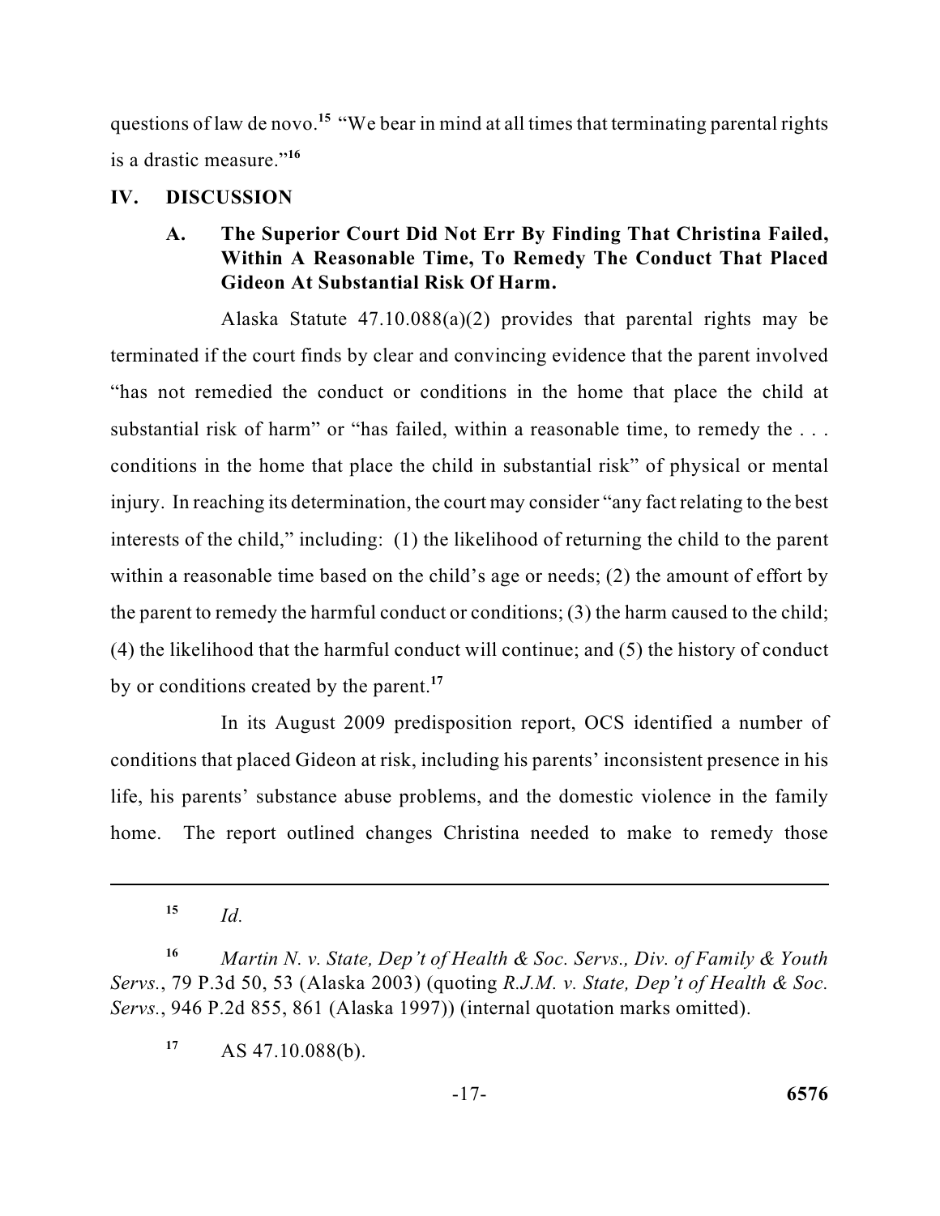questions of law de novo.[15] "We bear in mind at all times that terminating parental rights is a drastic measure."[16]

## IV. DISCUSSION

### A. The Superior Court Did Not Err By Finding That Christina Failed, Within A Reasonable Time, To Remedy The Conduct That Placed Gideon At Substantial Risk Of Harm.

Alaska Statute 47.10.088(a)(2) provides that parental rights may be terminated if the court finds by clear and convincing evidence that the parent involved "has not remedied the conduct or conditions in the home that place the child at substantial risk of harm" or "has failed, within a reasonable time, to remedy the . . . conditions in the home that place the child in substantial risk" of physical or mental injury. In reaching its determination, the court may consider "any fact relating to the best interests of the child," including: (1) the likelihood of returning the child to the parent within a reasonable time based on the child's age or needs; (2) the amount of effort by the parent to remedy the harmful conduct or conditions; (3) the harm caused to the child; (4) the likelihood that the harmful conduct will continue; and (5) the history of conduct by or conditions created by the parent.[17]

In its August 2009 predisposition report, OCS identified a number of conditions that placed Gideon at risk, including his parents' inconsistent presence in his life, his parents' substance abuse problems, and the domestic violence in the family home. The report outlined changes Christina needed to make to remedy those

---

[15] *Id.*

[16] *Martin N. v. State, Dep't of Health & Soc. Servs., Div. of Family & Youth Servs.*, 79 P.3d 50, 53 (Alaska 2003) (quoting *R.J.M. v. State, Dep't of Health & Soc. Servs.*, 946 P.2d 855, 861 (Alaska 1997)) (internal quotation marks omitted).

[17] AS 47.10.088(b).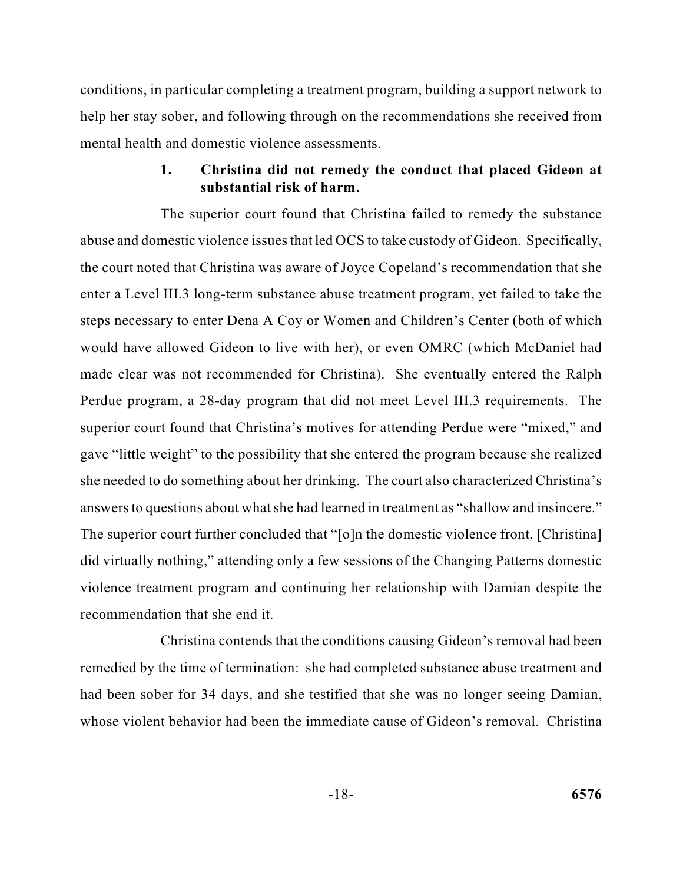conditions, in particular completing a treatment program, building a support network to help her stay sober, and following through on the recommendations she received from mental health and domestic violence assessments.

### 1. Christina did not remedy the conduct that placed Gideon at substantial risk of harm.

The superior court found that Christina failed to remedy the substance abuse and domestic violence issues that led OCS to take custody of Gideon. Specifically, the court noted that Christina was aware of Joyce Copeland's recommendation that she enter a Level III.3 long-term substance abuse treatment program, yet failed to take the steps necessary to enter Dena A Coy or Women and Children's Center (both of which would have allowed Gideon to live with her), or even OMRC (which McDaniel had made clear was not recommended for Christina). She eventually entered the Ralph Perdue program, a 28-day program that did not meet Level III.3 requirements. The superior court found that Christina's motives for attending Perdue were "mixed," and gave "little weight" to the possibility that she entered the program because she realized she needed to do something about her drinking. The court also characterized Christina's answers to questions about what she had learned in treatment as "shallow and insincere." The superior court further concluded that "[o]n the domestic violence front, [Christina] did virtually nothing," attending only a few sessions of the Changing Patterns domestic violence treatment program and continuing her relationship with Damian despite the recommendation that she end it.

Christina contends that the conditions causing Gideon's removal had been remedied by the time of termination: she had completed substance abuse treatment and had been sober for 34 days, and she testified that she was no longer seeing Damian, whose violent behavior had been the immediate cause of Gideon's removal. Christina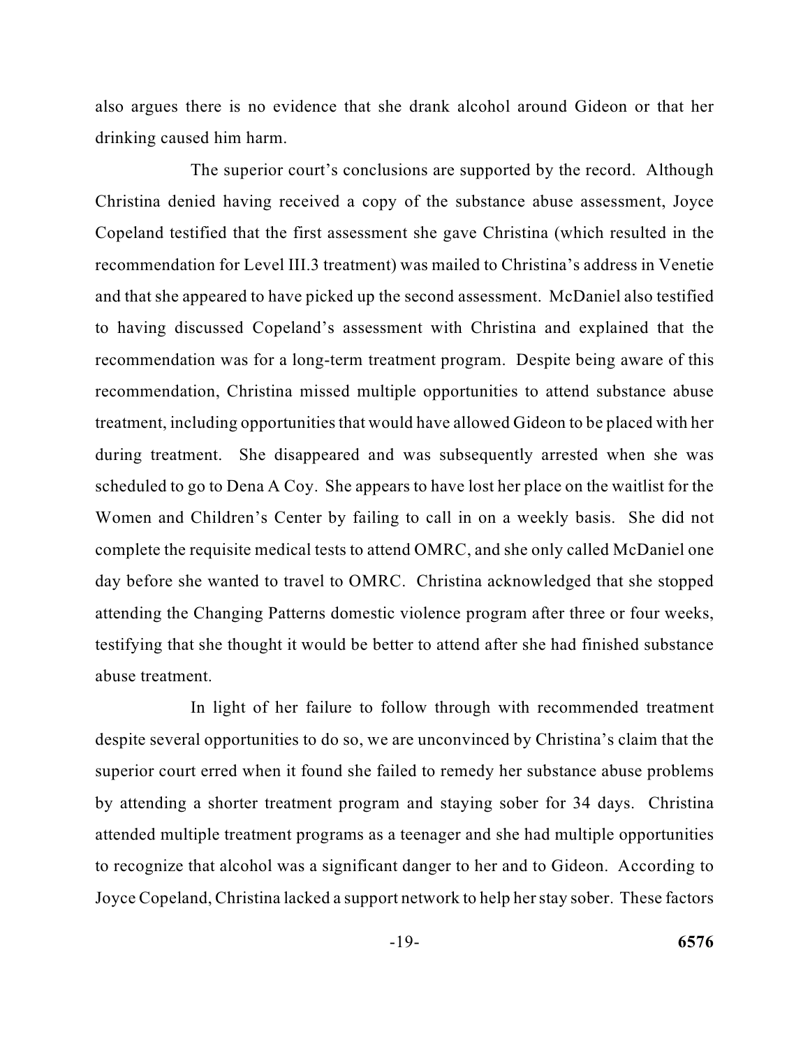also argues there is no evidence that she drank alcohol around Gideon or that her drinking caused him harm.

The superior court's conclusions are supported by the record. Although Christina denied having received a copy of the substance abuse assessment, Joyce Copeland testified that the first assessment she gave Christina (which resulted in the recommendation for Level III.3 treatment) was mailed to Christina's address in Venetie and that she appeared to have picked up the second assessment. McDaniel also testified to having discussed Copeland's assessment with Christina and explained that the recommendation was for a long-term treatment program. Despite being aware of this recommendation, Christina missed multiple opportunities to attend substance abuse treatment, including opportunities that would have allowed Gideon to be placed with her during treatment. She disappeared and was subsequently arrested when she was scheduled to go to Dena A Coy. She appears to have lost her place on the waitlist for the Women and Children's Center by failing to call in on a weekly basis. She did not complete the requisite medical tests to attend OMRC, and she only called McDaniel one day before she wanted to travel to OMRC. Christina acknowledged that she stopped attending the Changing Patterns domestic violence program after three or four weeks, testifying that she thought it would be better to attend after she had finished substance abuse treatment.

In light of her failure to follow through with recommended treatment despite several opportunities to do so, we are unconvinced by Christina's claim that the superior court erred when it found she failed to remedy her substance abuse problems by attending a shorter treatment program and staying sober for 34 days. Christina attended multiple treatment programs as a teenager and she had multiple opportunities to recognize that alcohol was a significant danger to her and to Gideon. According to Joyce Copeland, Christina lacked a support network to help her stay sober. These factors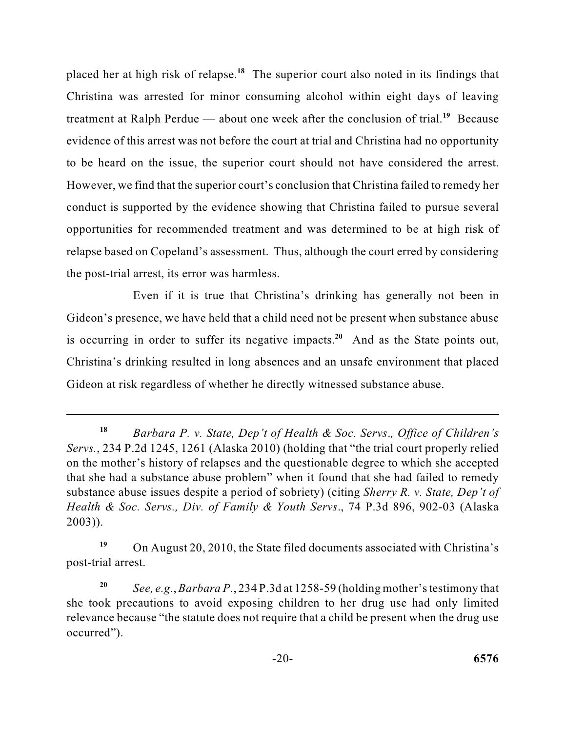placed her at high risk of relapse.[18] The superior court also noted in its findings that Christina was arrested for minor consuming alcohol within eight days of leaving treatment at Ralph Perdue — about one week after the conclusion of trial.[19] Because evidence of this arrest was not before the court at trial and Christina had no opportunity to be heard on the issue, the superior court should not have considered the arrest. However, we find that the superior court's conclusion that Christina failed to remedy her conduct is supported by the evidence showing that Christina failed to pursue several opportunities for recommended treatment and was determined to be at high risk of relapse based on Copeland's assessment. Thus, although the court erred by considering the post-trial arrest, its error was harmless.

Even if it is true that Christina's drinking has generally not been in Gideon's presence, we have held that a child need not be present when substance abuse is occurring in order to suffer its negative impacts.[20] And as the State points out, Christina's drinking resulted in long absences and an unsafe environment that placed Gideon at risk regardless of whether he directly witnessed substance abuse.

---

[18] *Barbara P. v. State, Dep't of Health & Soc. Servs., Office of Children's Servs.*, 234 P.2d 1245, 1261 (Alaska 2010) (holding that "the trial court properly relied on the mother's history of relapses and the questionable degree to which she accepted that she had a substance abuse problem" when it found that she had failed to remedy substance abuse issues despite a period of sobriety) (citing *Sherry R. v. State, Dep't of Health & Soc. Servs., Div. of Family & Youth Servs.*, 74 P.3d 896, 902-03 (Alaska 2003)).

[19] On August 20, 2010, the State filed documents associated with Christina's post-trial arrest.

[20] *See, e.g.*, *Barbara P.*, 234 P.3d at 1258-59 (holding mother's testimony that she took precautions to avoid exposing children to her drug use had only limited relevance because "the statute does not require that a child be present when the drug use occurred").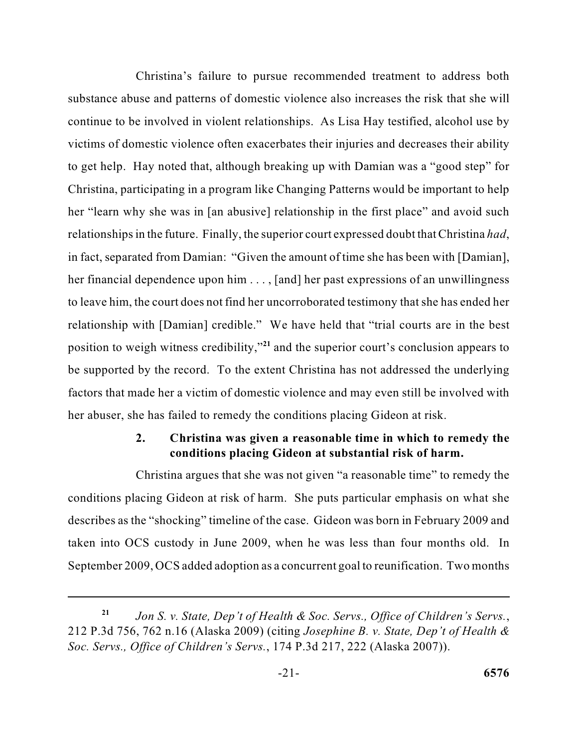Christina's failure to pursue recommended treatment to address both substance abuse and patterns of domestic violence also increases the risk that she will continue to be involved in violent relationships. As Lisa Hay testified, alcohol use by victims of domestic violence often exacerbates their injuries and decreases their ability to get help. Hay noted that, although breaking up with Damian was a "good step" for Christina, participating in a program like Changing Patterns would be important to help her "learn why she was in [an abusive] relationship in the first place" and avoid such relationships in the future. Finally, the superior court expressed doubt that Christina *had*, in fact, separated from Damian: "Given the amount of time she has been with [Damian], her financial dependence upon him . . . , [and] her past expressions of an unwillingness to leave him, the court does not find her uncorroborated testimony that she has ended her relationship with [Damian] credible." We have held that "trial courts are in the best position to weigh witness credibility,"[21] and the superior court's conclusion appears to be supported by the record. To the extent Christina has not addressed the underlying factors that made her a victim of domestic violence and may even still be involved with her abuser, she has failed to remedy the conditions placing Gideon at risk.

#### 2. Christina was given a reasonable time in which to remedy the conditions placing Gideon at substantial risk of harm.

Christina argues that she was not given "a reasonable time" to remedy the conditions placing Gideon at risk of harm. She puts particular emphasis on what she describes as the "shocking" timeline of the case. Gideon was born in February 2009 and taken into OCS custody in June 2009, when he was less than four months old. In September 2009, OCS added adoption as a concurrent goal to reunification. Two months

---

[21] *Jon S. v. State, Dep't of Health & Soc. Servs., Office of Children's Servs.*, 212 P.3d 756, 762 n.16 (Alaska 2009) (citing *Josephine B. v. State, Dep't of Health & Soc. Servs., Office of Children's Servs.*, 174 P.3d 217, 222 (Alaska 2007)).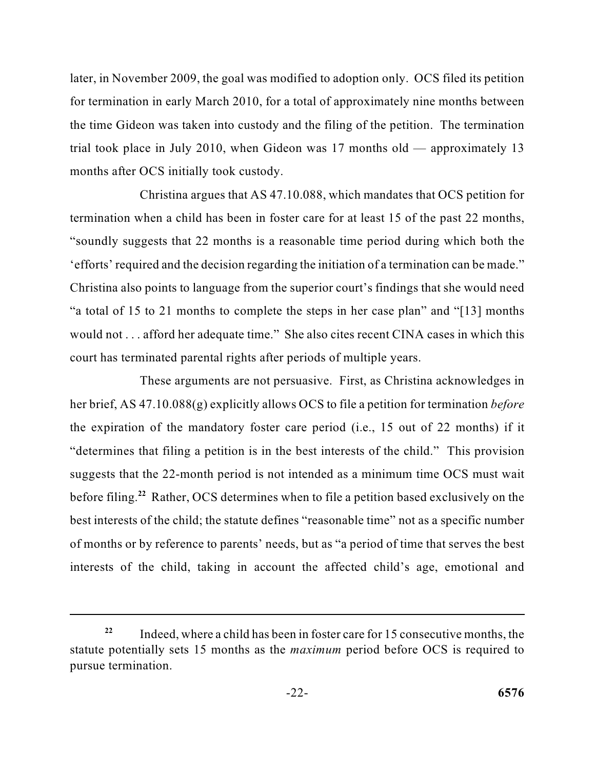later, in November 2009, the goal was modified to adoption only. OCS filed its petition for termination in early March 2010, for a total of approximately nine months between the time Gideon was taken into custody and the filing of the petition. The termination trial took place in July 2010, when Gideon was 17 months old — approximately 13 months after OCS initially took custody.

Christina argues that AS 47.10.088, which mandates that OCS petition for termination when a child has been in foster care for at least 15 of the past 22 months, "soundly suggests that 22 months is a reasonable time period during which both the 'efforts' required and the decision regarding the initiation of a termination can be made." Christina also points to language from the superior court's findings that she would need "a total of 15 to 21 months to complete the steps in her case plan" and "[13] months would not . . . afford her adequate time." She also cites recent CINA cases in which this court has terminated parental rights after periods of multiple years.

These arguments are not persuasive. First, as Christina acknowledges in her brief, AS 47.10.088(g) explicitly allows OCS to file a petition for termination *before* the expiration of the mandatory foster care period (i.e., 15 out of 22 months) if it "determines that filing a petition is in the best interests of the child." This provision suggests that the 22-month period is not intended as a minimum time OCS must wait before filing.[22] Rather, OCS determines when to file a petition based exclusively on the best interests of the child; the statute defines "reasonable time" not as a specific number of months or by reference to parents' needs, but as "a period of time that serves the best interests of the child, taking in account the affected child's age, emotional and

---

[22] Indeed, where a child has been in foster care for 15 consecutive months, the statute potentially sets 15 months as the *maximum* period before OCS is required to pursue termination.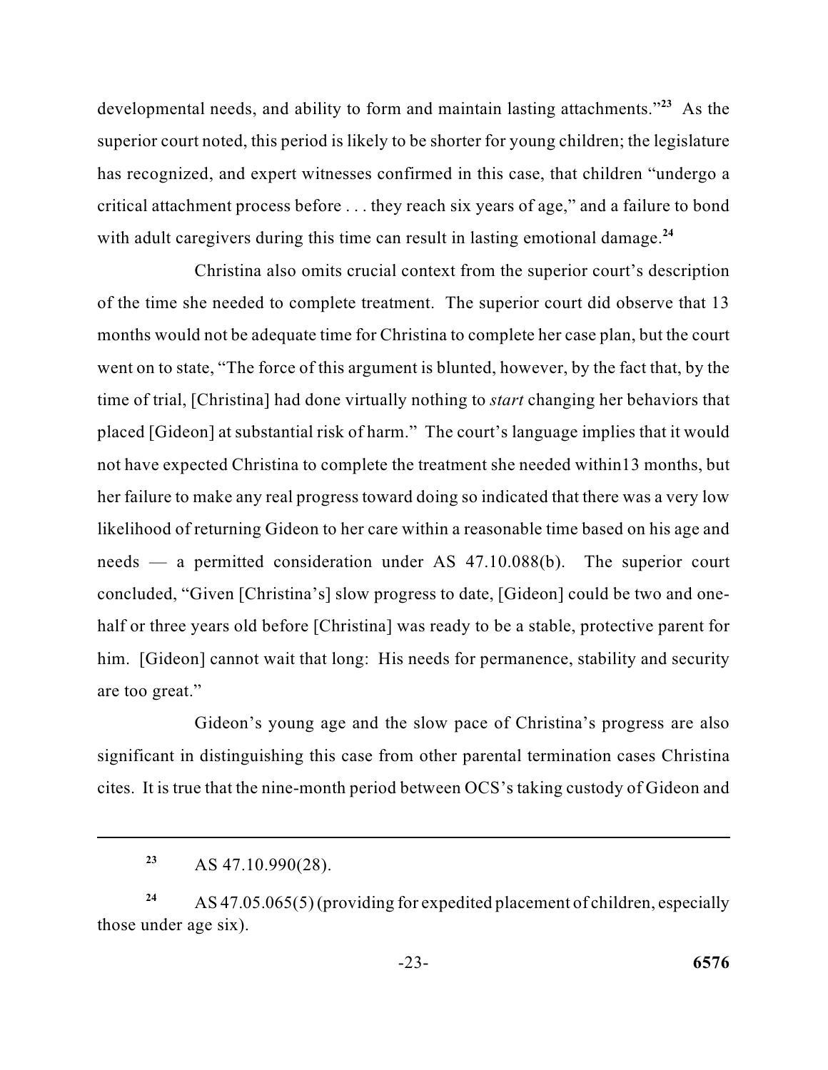developmental needs, and ability to form and maintain lasting attachments."[23] As the superior court noted, this period is likely to be shorter for young children; the legislature has recognized, and expert witnesses confirmed in this case, that children "undergo a critical attachment process before . . . they reach six years of age," and a failure to bond with adult caregivers during this time can result in lasting emotional damage.[24]

Christina also omits crucial context from the superior court's description of the time she needed to complete treatment. The superior court did observe that 13 months would not be adequate time for Christina to complete her case plan, but the court went on to state, "The force of this argument is blunted, however, by the fact that, by the time of trial, [Christina] had done virtually nothing to *start* changing her behaviors that placed [Gideon] at substantial risk of harm." The court's language implies that it would not have expected Christina to complete the treatment she needed within13 months, but her failure to make any real progress toward doing so indicated that there was a very low likelihood of returning Gideon to her care within a reasonable time based on his age and needs — a permitted consideration under AS 47.10.088(b). The superior court concluded, "Given [Christina's] slow progress to date, [Gideon] could be two and one-half or three years old before [Christina] was ready to be a stable, protective parent for him. [Gideon] cannot wait that long: His needs for permanence, stability and security are too great."

Gideon's young age and the slow pace of Christina's progress are also significant in distinguishing this case from other parental termination cases Christina cites. It is true that the nine-month period between OCS's taking custody of Gideon and

---

[23] AS 47.10.990(28).

[24] AS 47.05.065(5) (providing for expedited placement of children, especially those under age six).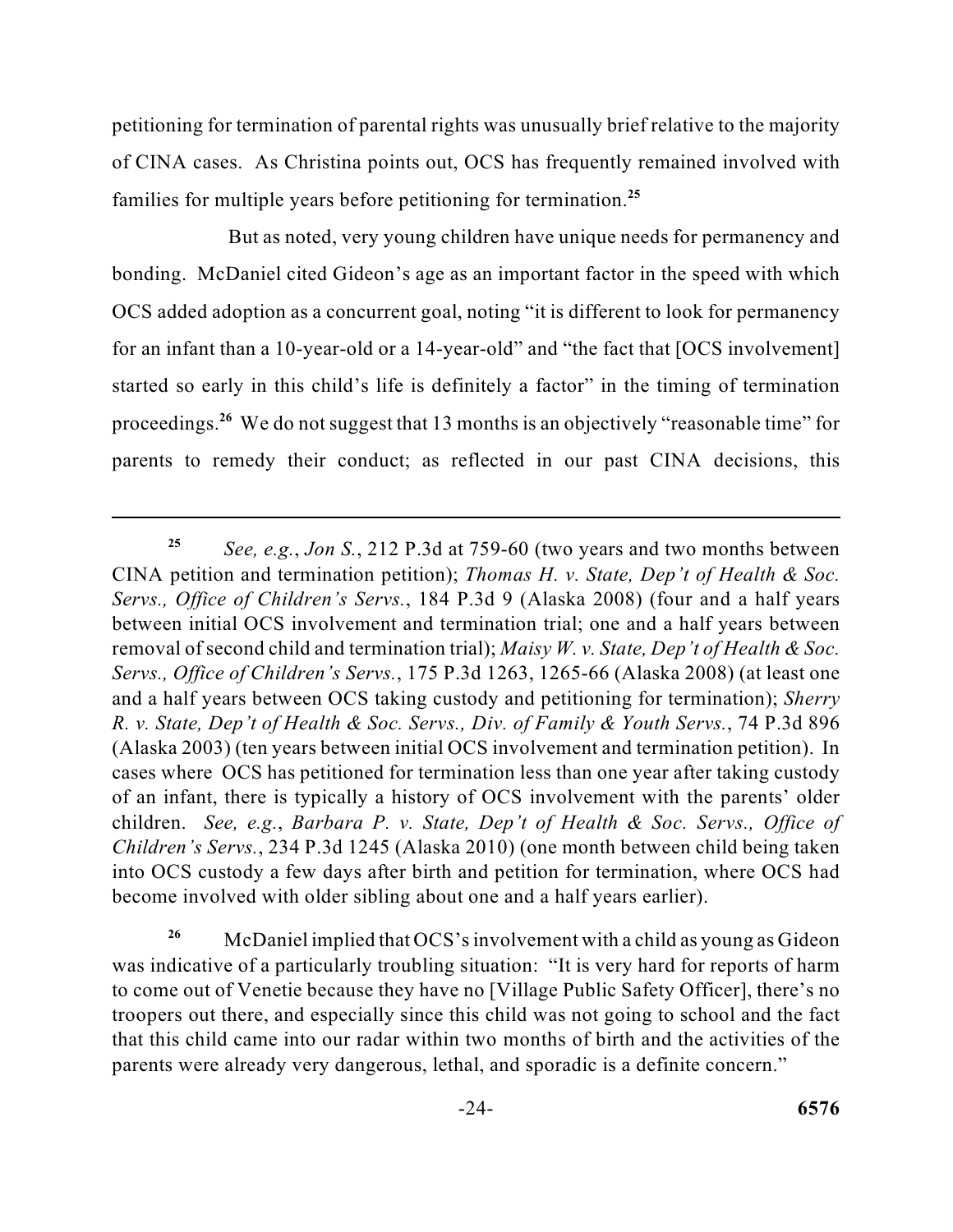petitioning for termination of parental rights was unusually brief relative to the majority of CINA cases. As Christina points out, OCS has frequently remained involved with families for multiple years before petitioning for termination.[25]

But as noted, very young children have unique needs for permanency and bonding. McDaniel cited Gideon's age as an important factor in the speed with which OCS added adoption as a concurrent goal, noting "it is different to look for permanency for an infant than a 10-year-old or a 14-year-old" and "the fact that [OCS involvement] started so early in this child's life is definitely a factor" in the timing of termination proceedings.[26] We do not suggest that 13 months is an objectively "reasonable time" for parents to remedy their conduct; as reflected in our past CINA decisions, this

---

[25] *See, e.g.*, *Jon S.*, 212 P.3d at 759-60 (two years and two months between CINA petition and termination petition); *Thomas H. v. State, Dep't of Health & Soc. Servs., Office of Children's Servs.*, 184 P.3d 9 (Alaska 2008) (four and a half years between initial OCS involvement and termination trial; one and a half years between removal of second child and termination trial); *Maisy W. v. State, Dep't of Health & Soc. Servs., Office of Children's Servs.*, 175 P.3d 1263, 1265-66 (Alaska 2008) (at least one and a half years between OCS taking custody and petitioning for termination); *Sherry R. v. State, Dep't of Health & Soc. Servs., Div. of Family & Youth Servs.*, 74 P.3d 896 (Alaska 2003) (ten years between initial OCS involvement and termination petition). In cases where OCS has petitioned for termination less than one year after taking custody of an infant, there is typically a history of OCS involvement with the parents' older children. *See, e.g.*, *Barbara P. v. State, Dep't of Health & Soc. Servs., Office of Children's Servs.*, 234 P.3d 1245 (Alaska 2010) (one month between child being taken into OCS custody a few days after birth and petition for termination, where OCS had become involved with older sibling about one and a half years earlier).

[26] McDaniel implied that OCS's involvement with a child as young as Gideon was indicative of a particularly troubling situation: "It is very hard for reports of harm to come out of Venetie because they have no [Village Public Safety Officer], there's no troopers out there, and especially since this child was not going to school and the fact that this child came into our radar within two months of birth and the activities of the parents were already very dangerous, lethal, and sporadic is a definite concern."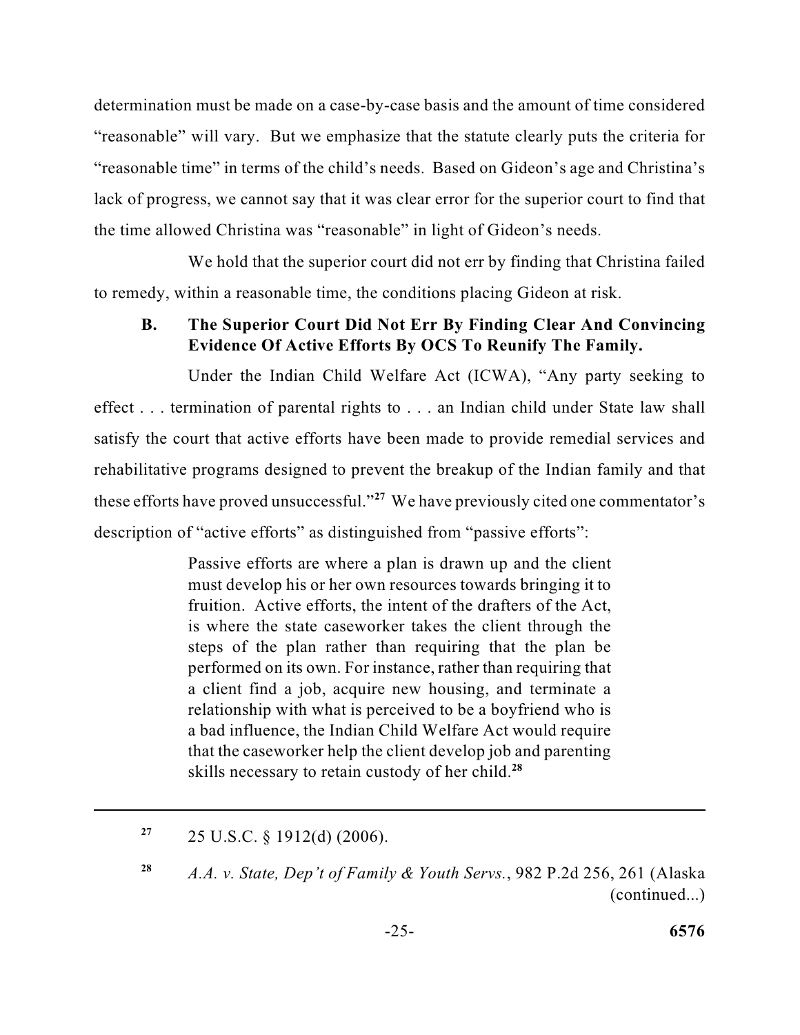determination must be made on a case-by-case basis and the amount of time considered "reasonable" will vary. But we emphasize that the statute clearly puts the criteria for "reasonable time" in terms of the child's needs. Based on Gideon's age and Christina's lack of progress, we cannot say that it was clear error for the superior court to find that the time allowed Christina was "reasonable" in light of Gideon's needs.

We hold that the superior court did not err by finding that Christina failed to remedy, within a reasonable time, the conditions placing Gideon at risk.

### B. The Superior Court Did Not Err By Finding Clear And Convincing Evidence Of Active Efforts By OCS To Reunify The Family.

Under the Indian Child Welfare Act (ICWA), "Any party seeking to effect . . . termination of parental rights to . . . an Indian child under State law shall satisfy the court that active efforts have been made to provide remedial services and rehabilitative programs designed to prevent the breakup of the Indian family and that these efforts have proved unsuccessful."[27] We have previously cited one commentator's description of "active efforts" as distinguished from "passive efforts":

> Passive efforts are where a plan is drawn up and the client must develop his or her own resources towards bringing it to fruition. Active efforts, the intent of the drafters of the Act, is where the state caseworker takes the client through the steps of the plan rather than requiring that the plan be performed on its own. For instance, rather than requiring that a client find a job, acquire new housing, and terminate a relationship with what is perceived to be a boyfriend who is a bad influence, the Indian Child Welfare Act would require that the caseworker help the client develop job and parenting skills necessary to retain custody of her child.[28]

---

[27] 25 U.S.C. § 1912(d) (2006).

[28] *A.A. v. State, Dep't of Family & Youth Servs.*, 982 P.2d 256, 261 (Alaska (continued...)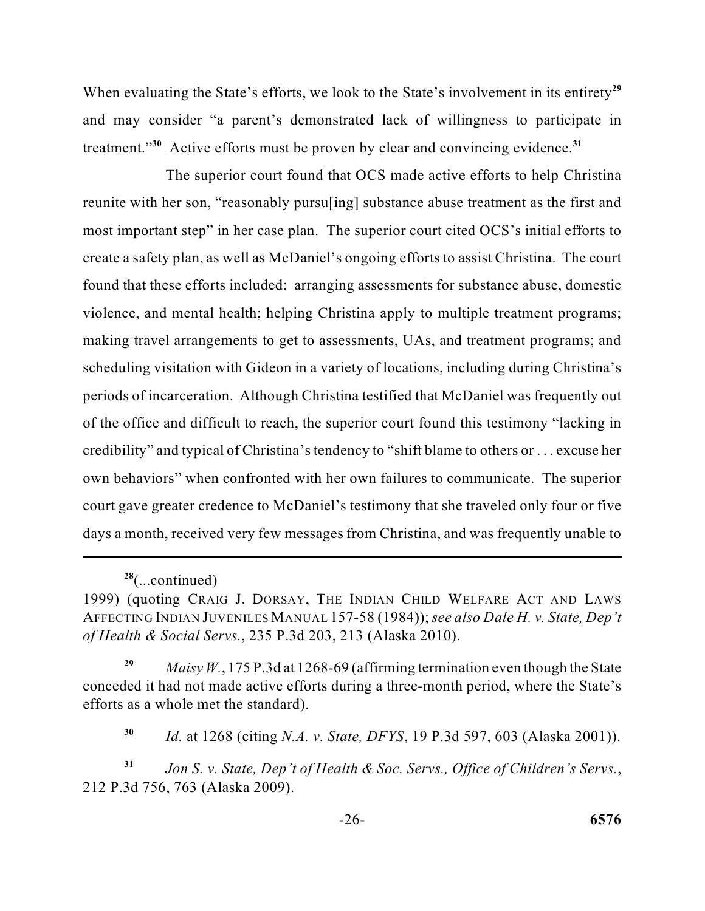When evaluating the State's efforts, we look to the State's involvement in its entirety[29] and may consider "a parent's demonstrated lack of willingness to participate in treatment."[30] Active efforts must be proven by clear and convincing evidence.[31]

The superior court found that OCS made active efforts to help Christina reunite with her son, "reasonably pursu[ing] substance abuse treatment as the first and most important step" in her case plan. The superior court cited OCS's initial efforts to create a safety plan, as well as McDaniel's ongoing efforts to assist Christina. The court found that these efforts included: arranging assessments for substance abuse, domestic violence, and mental health; helping Christina apply to multiple treatment programs; making travel arrangements to get to assessments, UAs, and treatment programs; and scheduling visitation with Gideon in a variety of locations, including during Christina's periods of incarceration. Although Christina testified that McDaniel was frequently out of the office and difficult to reach, the superior court found this testimony "lacking in credibility" and typical of Christina's tendency to "shift blame to others or . . . excuse her own behaviors" when confronted with her own failures to communicate. The superior court gave greater credence to McDaniel's testimony that she traveled only four or five days a month, received very few messages from Christina, and was frequently unable to

---

[28](...continued)
1999) (quoting Craig J. Dorsay, The Indian Child Welfare Act and Laws Affecting Indian Juveniles Manual 157-58 (1984)); *see also Dale H. v. State, Dep't of Health & Social Servs.*, 235 P.3d 203, 213 (Alaska 2010).

[29] *Maisy W.*, 175 P.3d at 1268-69 (affirming termination even though the State conceded it had not made active efforts during a three-month period, where the State's efforts as a whole met the standard).

[30] *Id.* at 1268 (citing *N.A. v. State, DFYS*, 19 P.3d 597, 603 (Alaska 2001)).

[31] *Jon S. v. State, Dep't of Health & Soc. Servs., Office of Children's Servs.*, 212 P.3d 756, 763 (Alaska 2009).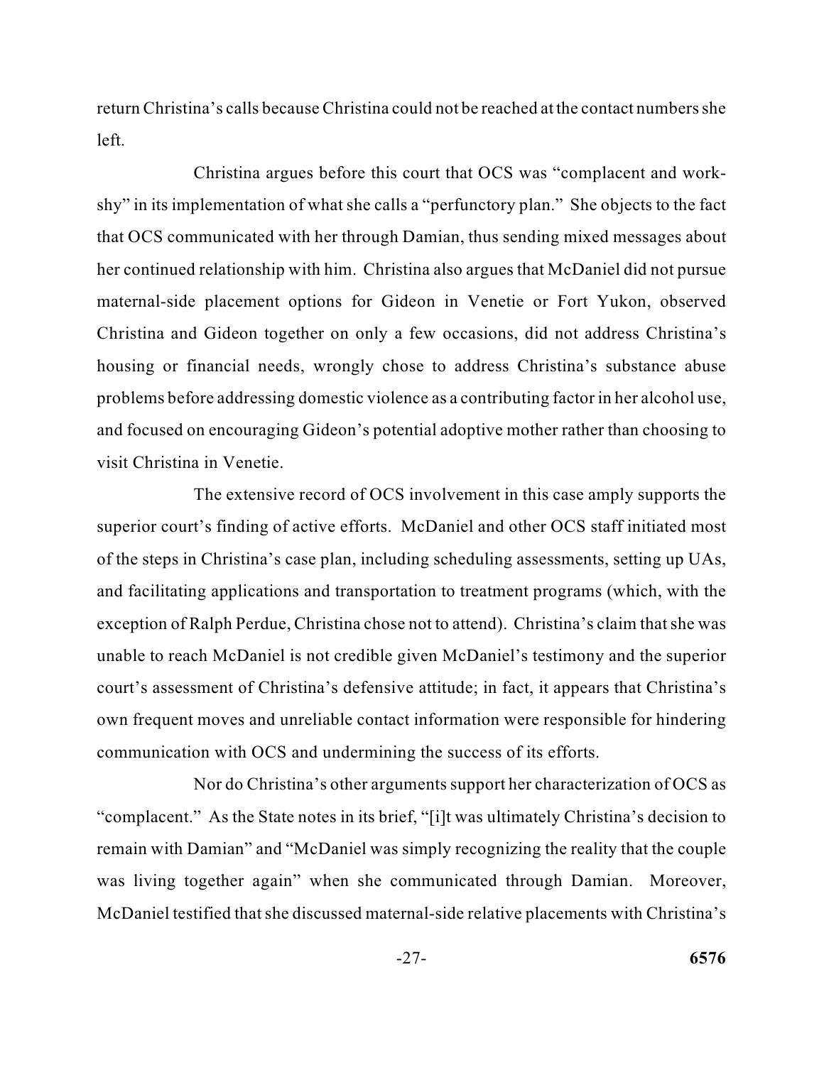return Christina's calls because Christina could not be reached at the contact numbers she left.

Christina argues before this court that OCS was "complacent and work-shy" in its implementation of what she calls a "perfunctory plan." She objects to the fact that OCS communicated with her through Damian, thus sending mixed messages about her continued relationship with him. Christina also argues that McDaniel did not pursue maternal-side placement options for Gideon in Venetie or Fort Yukon, observed Christina and Gideon together on only a few occasions, did not address Christina's housing or financial needs, wrongly chose to address Christina's substance abuse problems before addressing domestic violence as a contributing factor in her alcohol use, and focused on encouraging Gideon's potential adoptive mother rather than choosing to visit Christina in Venetie.

The extensive record of OCS involvement in this case amply supports the superior court's finding of active efforts. McDaniel and other OCS staff initiated most of the steps in Christina's case plan, including scheduling assessments, setting up UAs, and facilitating applications and transportation to treatment programs (which, with the exception of Ralph Perdue, Christina chose not to attend). Christina's claim that she was unable to reach McDaniel is not credible given McDaniel's testimony and the superior court's assessment of Christina's defensive attitude; in fact, it appears that Christina's own frequent moves and unreliable contact information were responsible for hindering communication with OCS and undermining the success of its efforts.

Nor do Christina's other arguments support her characterization of OCS as "complacent." As the State notes in its brief, "[i]t was ultimately Christina's decision to remain with Damian" and "McDaniel was simply recognizing the reality that the couple was living together again" when she communicated through Damian. Moreover, McDaniel testified that she discussed maternal-side relative placements with Christina's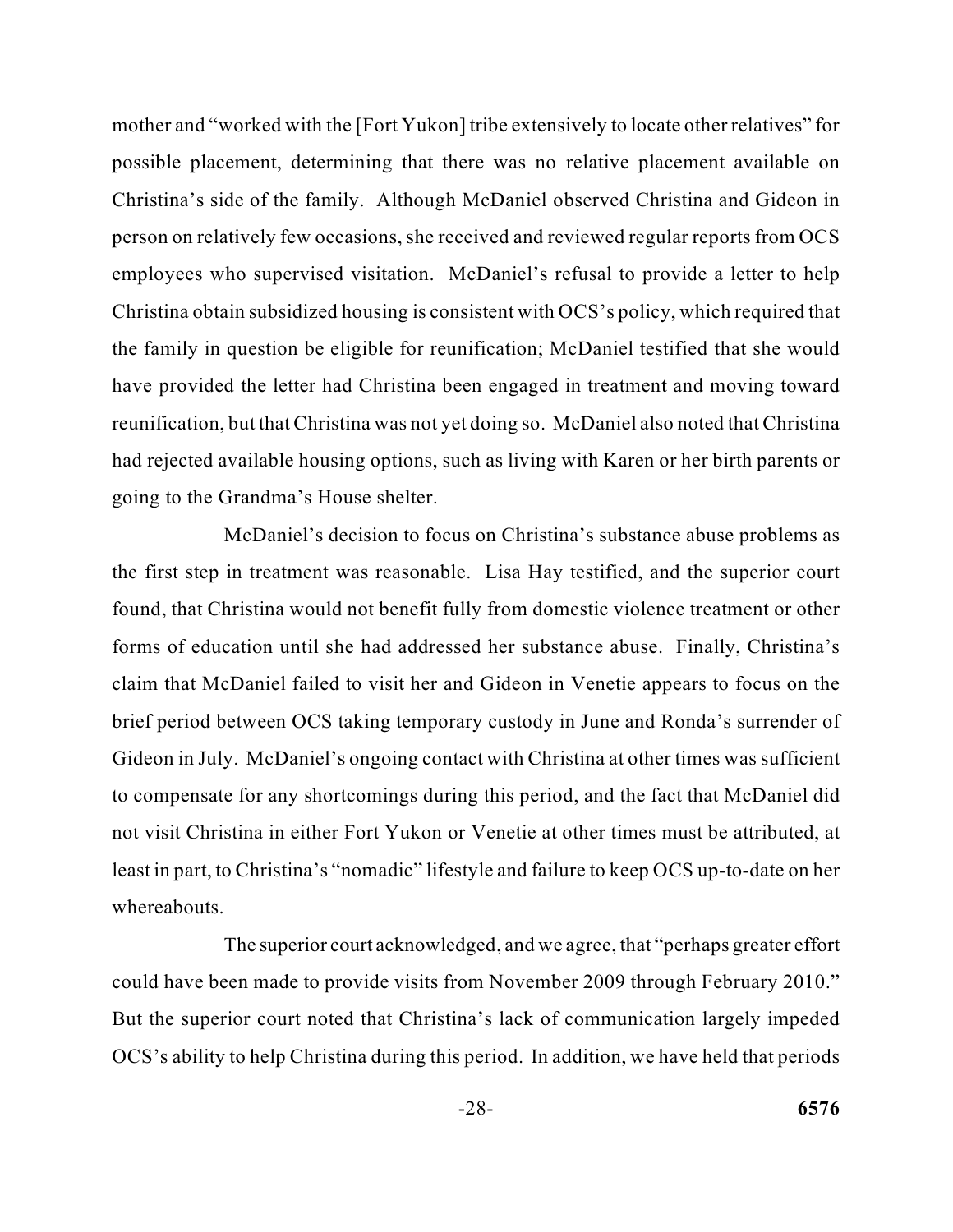mother and "worked with the [Fort Yukon] tribe extensively to locate other relatives" for possible placement, determining that there was no relative placement available on Christina's side of the family. Although McDaniel observed Christina and Gideon in person on relatively few occasions, she received and reviewed regular reports from OCS employees who supervised visitation. McDaniel's refusal to provide a letter to help Christina obtain subsidized housing is consistent with OCS's policy, which required that the family in question be eligible for reunification; McDaniel testified that she would have provided the letter had Christina been engaged in treatment and moving toward reunification, but that Christina was not yet doing so. McDaniel also noted that Christina had rejected available housing options, such as living with Karen or her birth parents or going to the Grandma's House shelter.

McDaniel's decision to focus on Christina's substance abuse problems as the first step in treatment was reasonable. Lisa Hay testified, and the superior court found, that Christina would not benefit fully from domestic violence treatment or other forms of education until she had addressed her substance abuse. Finally, Christina's claim that McDaniel failed to visit her and Gideon in Venetie appears to focus on the brief period between OCS taking temporary custody in June and Ronda's surrender of Gideon in July. McDaniel's ongoing contact with Christina at other times was sufficient to compensate for any shortcomings during this period, and the fact that McDaniel did not visit Christina in either Fort Yukon or Venetie at other times must be attributed, at least in part, to Christina's "nomadic" lifestyle and failure to keep OCS up-to-date on her whereabouts.

The superior court acknowledged, and we agree, that "perhaps greater effort could have been made to provide visits from November 2009 through February 2010." But the superior court noted that Christina's lack of communication largely impeded OCS's ability to help Christina during this period. In addition, we have held that periods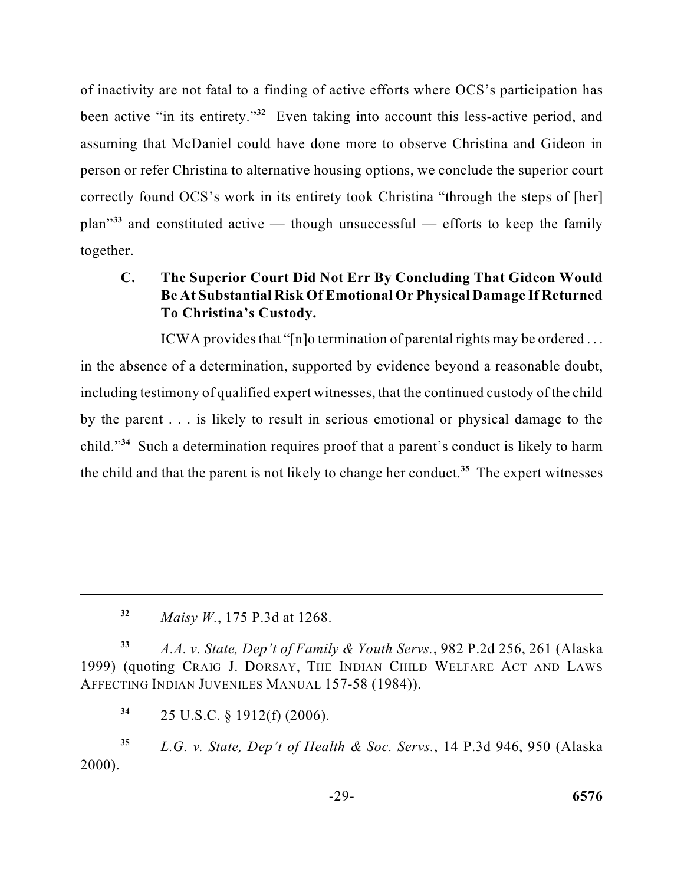of inactivity are not fatal to a finding of active efforts where OCS's participation has been active "in its entirety."[32] Even taking into account this less-active period, and assuming that McDaniel could have done more to observe Christina and Gideon in person or refer Christina to alternative housing options, we conclude the superior court correctly found OCS's work in its entirety took Christina "through the steps of [her] plan"[33] and constituted active — though unsuccessful — efforts to keep the family together.

### C. The Superior Court Did Not Err By Concluding That Gideon Would Be At Substantial Risk Of Emotional Or Physical Damage If Returned To Christina's Custody.

ICWA provides that "[n]o termination of parental rights may be ordered . . . in the absence of a determination, supported by evidence beyond a reasonable doubt, including testimony of qualified expert witnesses, that the continued custody of the child by the parent . . . is likely to result in serious emotional or physical damage to the child."[34] Such a determination requires proof that a parent's conduct is likely to harm the child and that the parent is not likely to change her conduct.[35] The expert witnesses

---

[32] *Maisy W.*, 175 P.3d at 1268.

[33] *A.A. v. State, Dep't of Family & Youth Servs.*, 982 P.2d 256, 261 (Alaska 1999) (quoting CRAIG J. DORSAY, THE INDIAN CHILD WELFARE ACT AND LAWS AFFECTING INDIAN JUVENILES MANUAL 157-58 (1984)).

[34] 25 U.S.C. § 1912(f) (2006).

[35] *L.G. v. State, Dep't of Health & Soc. Servs.*, 14 P.3d 946, 950 (Alaska 2000).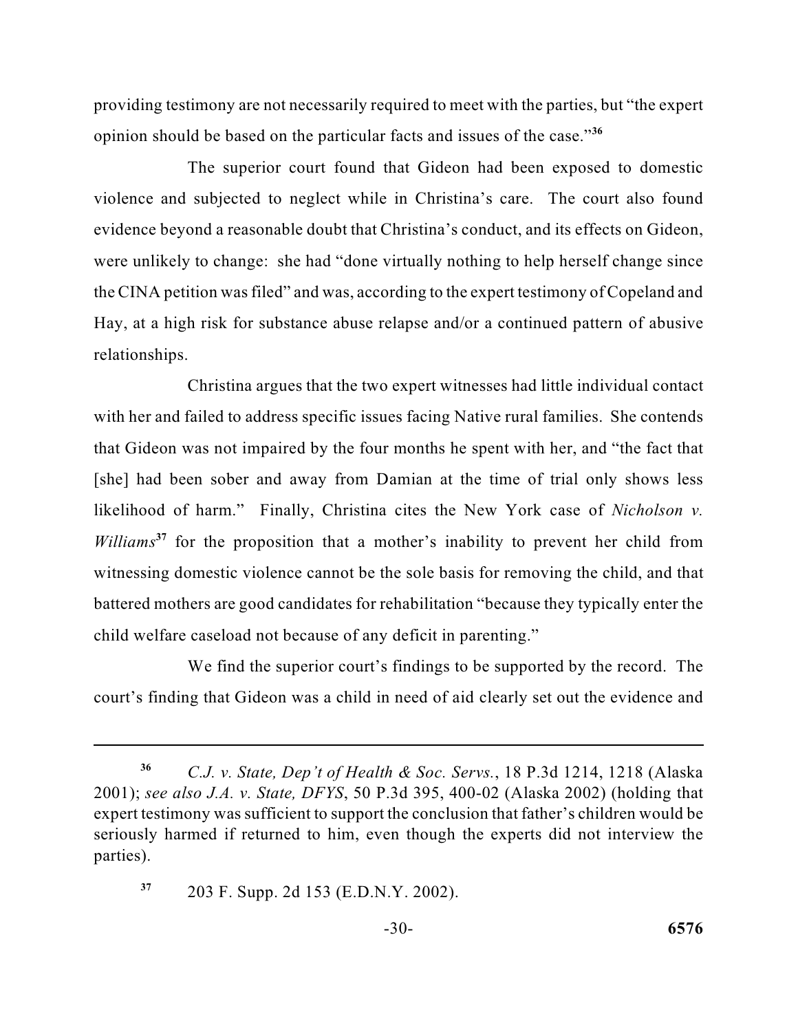providing testimony are not necessarily required to meet with the parties, but "the expert opinion should be based on the particular facts and issues of the case."[36]

The superior court found that Gideon had been exposed to domestic violence and subjected to neglect while in Christina's care. The court also found evidence beyond a reasonable doubt that Christina's conduct, and its effects on Gideon, were unlikely to change: she had "done virtually nothing to help herself change since the CINA petition was filed" and was, according to the expert testimony of Copeland and Hay, at a high risk for substance abuse relapse and/or a continued pattern of abusive relationships.

Christina argues that the two expert witnesses had little individual contact with her and failed to address specific issues facing Native rural families. She contends that Gideon was not impaired by the four months he spent with her, and "the fact that [she] had been sober and away from Damian at the time of trial only shows less likelihood of harm." Finally, Christina cites the New York case of *Nicholson v. Williams*[37] for the proposition that a mother's inability to prevent her child from witnessing domestic violence cannot be the sole basis for removing the child, and that battered mothers are good candidates for rehabilitation "because they typically enter the child welfare caseload not because of any deficit in parenting."

We find the superior court's findings to be supported by the record. The court's finding that Gideon was a child in need of aid clearly set out the evidence and

---

[36] *C.J. v. State, Dep't of Health & Soc. Servs.*, 18 P.3d 1214, 1218 (Alaska 2001); *see also J.A. v. State, DFYS*, 50 P.3d 395, 400-02 (Alaska 2002) (holding that expert testimony was sufficient to support the conclusion that father's children would be seriously harmed if returned to him, even though the experts did not interview the parties).

[37] 203 F. Supp. 2d 153 (E.D.N.Y. 2002).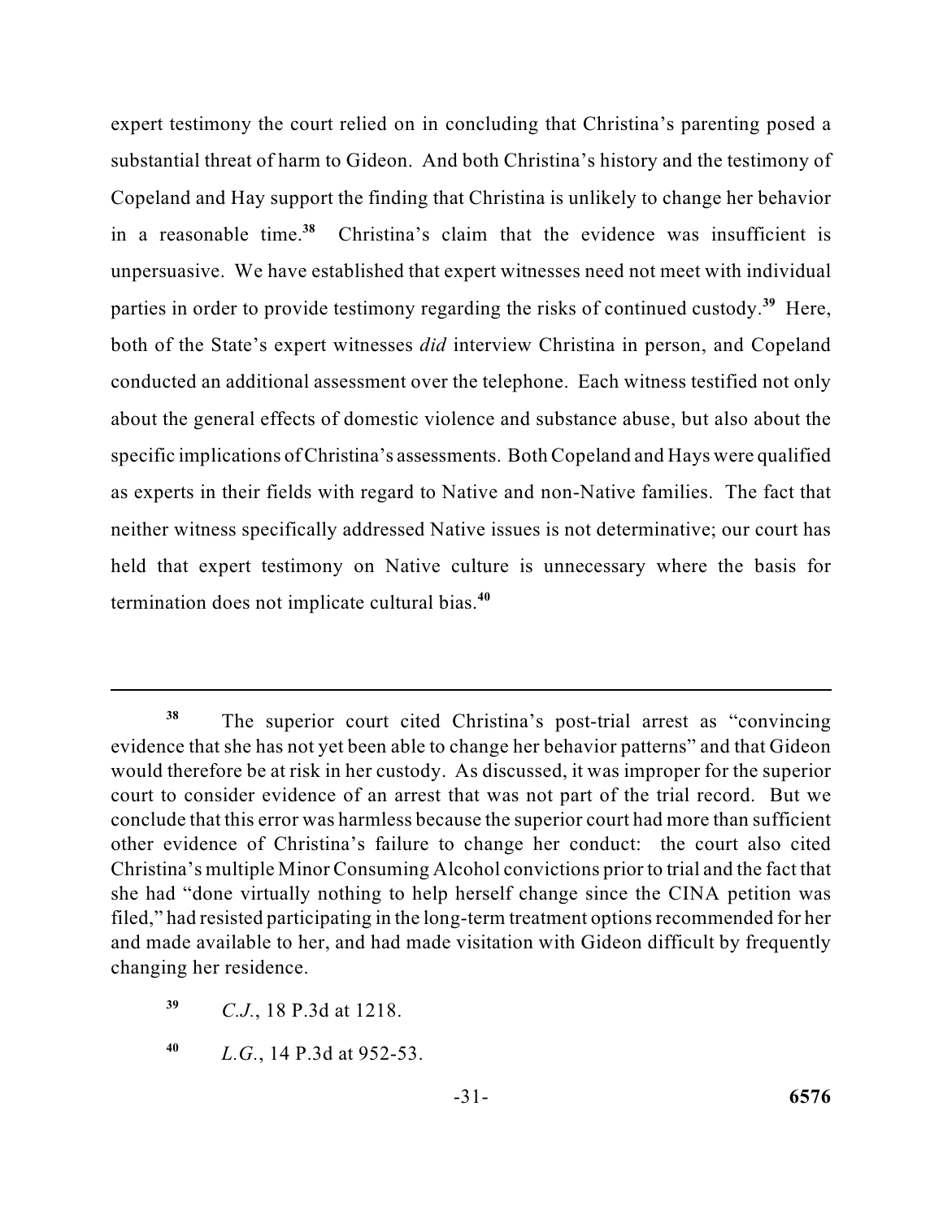expert testimony the court relied on in concluding that Christina's parenting posed a substantial threat of harm to Gideon. And both Christina's history and the testimony of Copeland and Hay support the finding that Christina is unlikely to change her behavior in a reasonable time.[38] Christina's claim that the evidence was insufficient is unpersuasive. We have established that expert witnesses need not meet with individual parties in order to provide testimony regarding the risks of continued custody.[39] Here, both of the State's expert witnesses *did* interview Christina in person, and Copeland conducted an additional assessment over the telephone. Each witness testified not only about the general effects of domestic violence and substance abuse, but also about the specific implications of Christina's assessments. Both Copeland and Hays were qualified as experts in their fields with regard to Native and non-Native families. The fact that neither witness specifically addressed Native issues is not determinative; our court has held that expert testimony on Native culture is unnecessary where the basis for termination does not implicate cultural bias.[40]

---

[38] The superior court cited Christina's post-trial arrest as "convincing evidence that she has not yet been able to change her behavior patterns" and that Gideon would therefore be at risk in her custody. As discussed, it was improper for the superior court to consider evidence of an arrest that was not part of the trial record. But we conclude that this error was harmless because the superior court had more than sufficient other evidence of Christina's failure to change her conduct: the court also cited Christina's multiple Minor Consuming Alcohol convictions prior to trial and the fact that she had "done virtually nothing to help herself change since the CINA petition was filed," had resisted participating in the long-term treatment options recommended for her and made available to her, and had made visitation with Gideon difficult by frequently changing her residence.

[39] *C.J.*, 18 P.3d at 1218.

[40] *L.G.*, 14 P.3d at 952-53.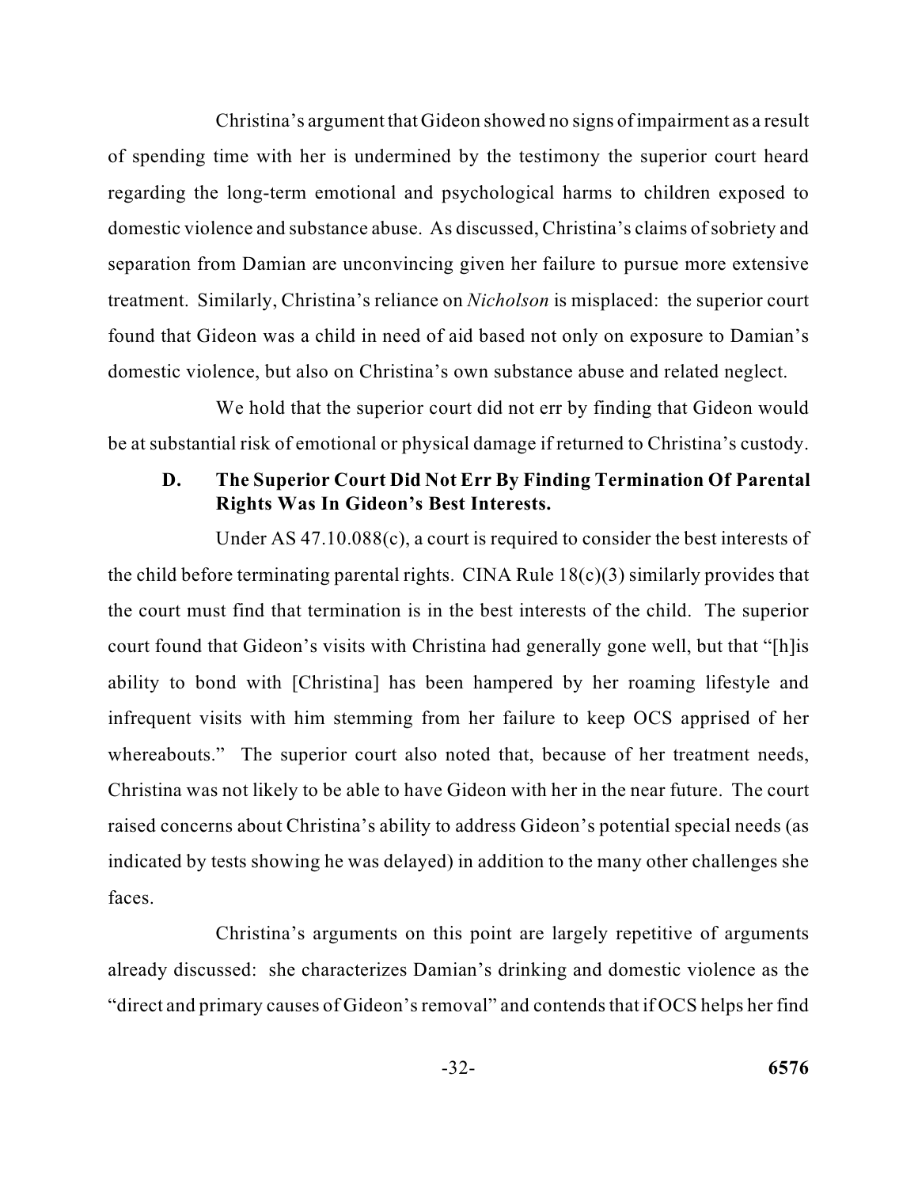Christina's argument that Gideon showed no signs of impairment as a result of spending time with her is undermined by the testimony the superior court heard regarding the long-term emotional and psychological harms to children exposed to domestic violence and substance abuse. As discussed, Christina's claims of sobriety and separation from Damian are unconvincing given her failure to pursue more extensive treatment. Similarly, Christina's reliance on *Nicholson* is misplaced: the superior court found that Gideon was a child in need of aid based not only on exposure to Damian's domestic violence, but also on Christina's own substance abuse and related neglect.

We hold that the superior court did not err by finding that Gideon would be at substantial risk of emotional or physical damage if returned to Christina's custody.

### D. The Superior Court Did Not Err By Finding Termination Of Parental Rights Was In Gideon's Best Interests.

Under AS 47.10.088(c), a court is required to consider the best interests of the child before terminating parental rights. CINA Rule 18(c)(3) similarly provides that the court must find that termination is in the best interests of the child. The superior court found that Gideon's visits with Christina had generally gone well, but that "[h]is ability to bond with [Christina] has been hampered by her roaming lifestyle and infrequent visits with him stemming from her failure to keep OCS apprised of her whereabouts." The superior court also noted that, because of her treatment needs, Christina was not likely to be able to have Gideon with her in the near future. The court raised concerns about Christina's ability to address Gideon's potential special needs (as indicated by tests showing he was delayed) in addition to the many other challenges she faces.

Christina's arguments on this point are largely repetitive of arguments already discussed: she characterizes Damian's drinking and domestic violence as the "direct and primary causes of Gideon's removal" and contends that if OCS helps her find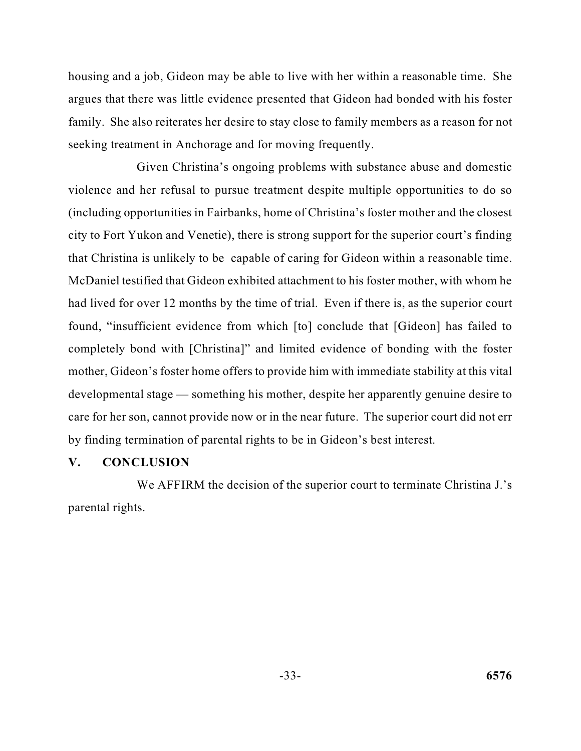housing and a job, Gideon may be able to live with her within a reasonable time. She argues that there was little evidence presented that Gideon had bonded with his foster family. She also reiterates her desire to stay close to family members as a reason for not seeking treatment in Anchorage and for moving frequently.

Given Christina's ongoing problems with substance abuse and domestic violence and her refusal to pursue treatment despite multiple opportunities to do so (including opportunities in Fairbanks, home of Christina's foster mother and the closest city to Fort Yukon and Venetie), there is strong support for the superior court's finding that Christina is unlikely to be capable of caring for Gideon within a reasonable time. McDaniel testified that Gideon exhibited attachment to his foster mother, with whom he had lived for over 12 months by the time of trial. Even if there is, as the superior court found, "insufficient evidence from which [to] conclude that [Gideon] has failed to completely bond with [Christina]" and limited evidence of bonding with the foster mother, Gideon's foster home offers to provide him with immediate stability at this vital developmental stage — something his mother, despite her apparently genuine desire to care for her son, cannot provide now or in the near future. The superior court did not err by finding termination of parental rights to be in Gideon's best interest.

## V. CONCLUSION

We AFFIRM the decision of the superior court to terminate Christina J.'s parental rights.